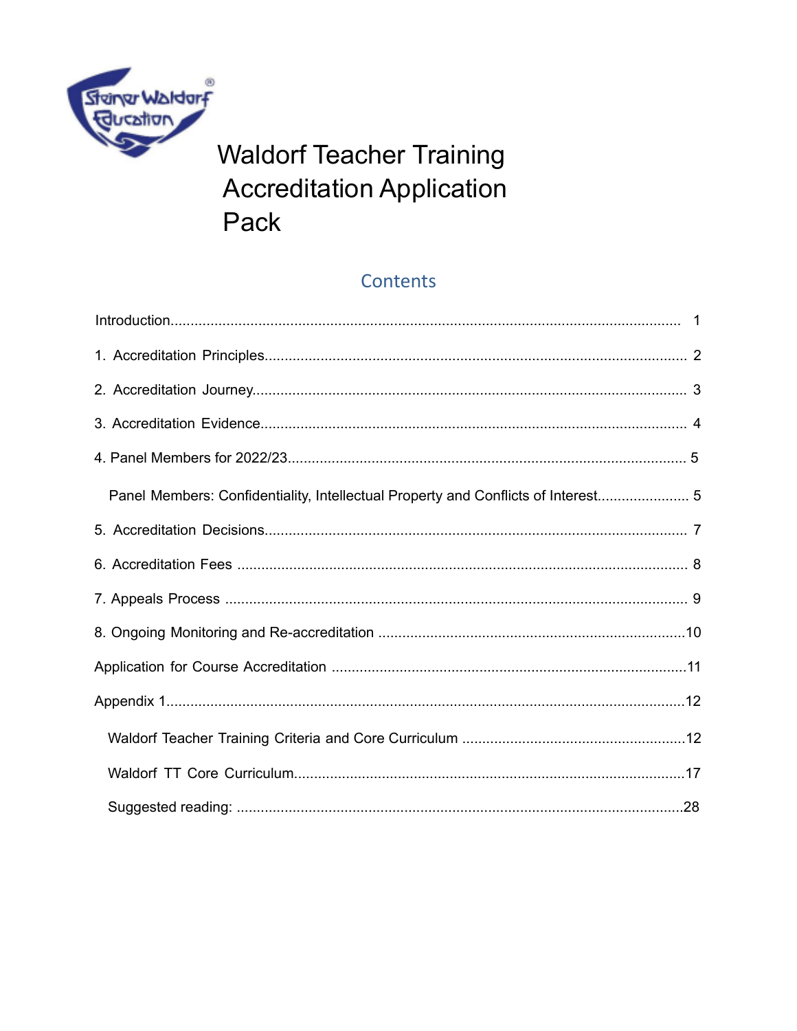# Waldorf Teacher Training Accreditation Application Pack

## Contents

Introduction........................................................................................................................ 1

1. Accreditation Principles.................................................................................................. 2

2. Accreditation Journey..................................................................................................... 3

3. Accreditation Evidence................................................................................................... 4

4. Panel Members for 2022/23............................................................................................ 5

   Panel Members: Confidentiality, Intellectual Property and Conflicts of Interest....................... 5

5. Accreditation Decisions.................................................................................................. 7

6. Accreditation Fees ......................................................................................................... 8

7. Appeals Process ............................................................................................................ 9

8. Ongoing Monitoring and Re-accreditation .....................................................................10

Application for Course Accreditation ................................................................................11

Appendix 1.........................................................................................................................12

   Waldorf Teacher Training Criteria and Core Curriculum ..................................................12

   Waldorf TT Core Curriculum............................................................................................17

   Suggested reading: ..........................................................................................................28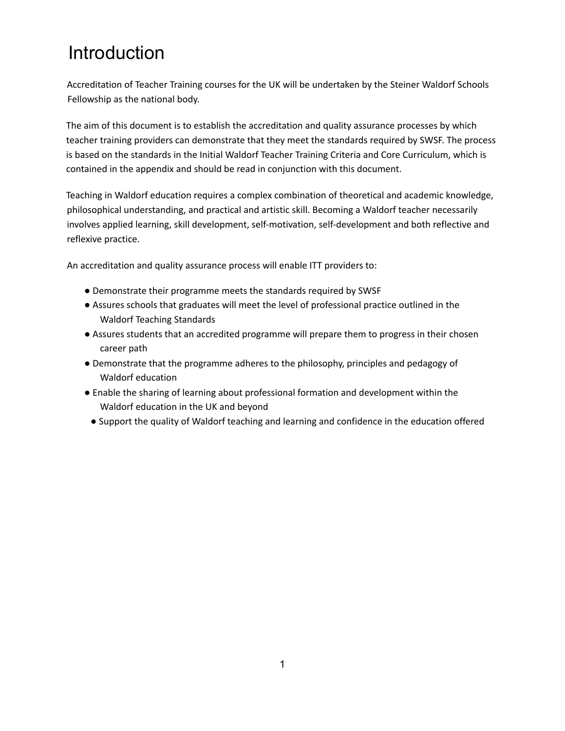# Introduction

Accreditation of Teacher Training courses for the UK will be undertaken by the Steiner Waldorf Schools Fellowship as the national body.

The aim of this document is to establish the accreditation and quality assurance processes by which teacher training providers can demonstrate that they meet the standards required by SWSF. The process is based on the standards in the Initial Waldorf Teacher Training Criteria and Core Curriculum, which is contained in the appendix and should be read in conjunction with this document.

Teaching in Waldorf education requires a complex combination of theoretical and academic knowledge, philosophical understanding, and practical and artistic skill. Becoming a Waldorf teacher necessarily involves applied learning, skill development, self-motivation, self-development and both reflective and reflexive practice.

An accreditation and quality assurance process will enable ITT providers to:

- Demonstrate their programme meets the standards required by SWSF
- Assures schools that graduates will meet the level of professional practice outlined in the Waldorf Teaching Standards
- Assures students that an accredited programme will prepare them to progress in their chosen career path
- Demonstrate that the programme adheres to the philosophy, principles and pedagogy of Waldorf education
- Enable the sharing of learning about professional formation and development within the Waldorf education in the UK and beyond
- Support the quality of Waldorf teaching and learning and confidence in the education offered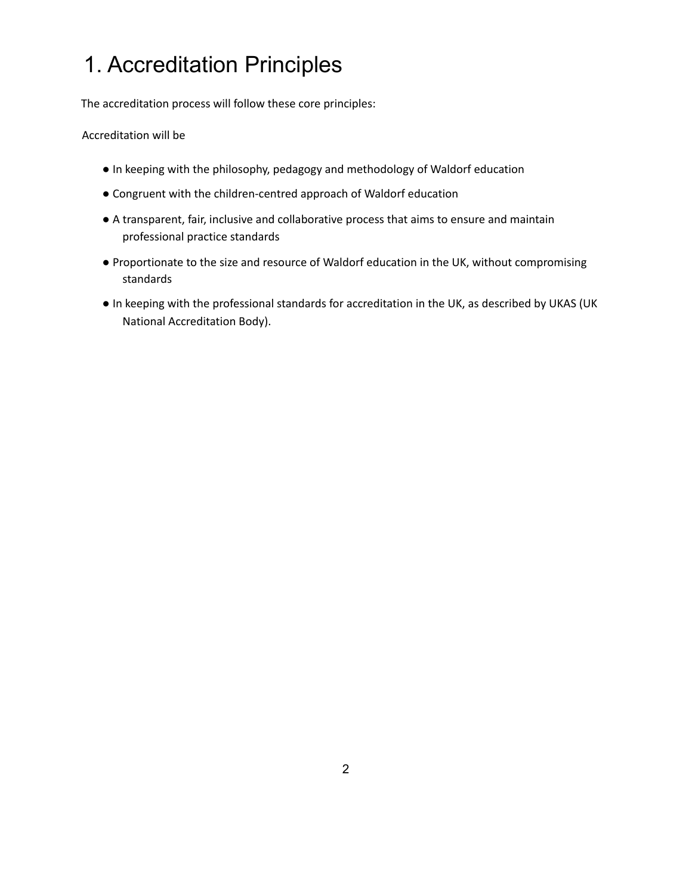# 1. Accreditation Principles

The accreditation process will follow these core principles:

Accreditation will be

- In keeping with the philosophy, pedagogy and methodology of Waldorf education
- Congruent with the children-centred approach of Waldorf education
- A transparent, fair, inclusive and collaborative process that aims to ensure and maintain professional practice standards
- Proportionate to the size and resource of Waldorf education in the UK, without compromising standards
- In keeping with the professional standards for accreditation in the UK, as described by UKAS (UK National Accreditation Body).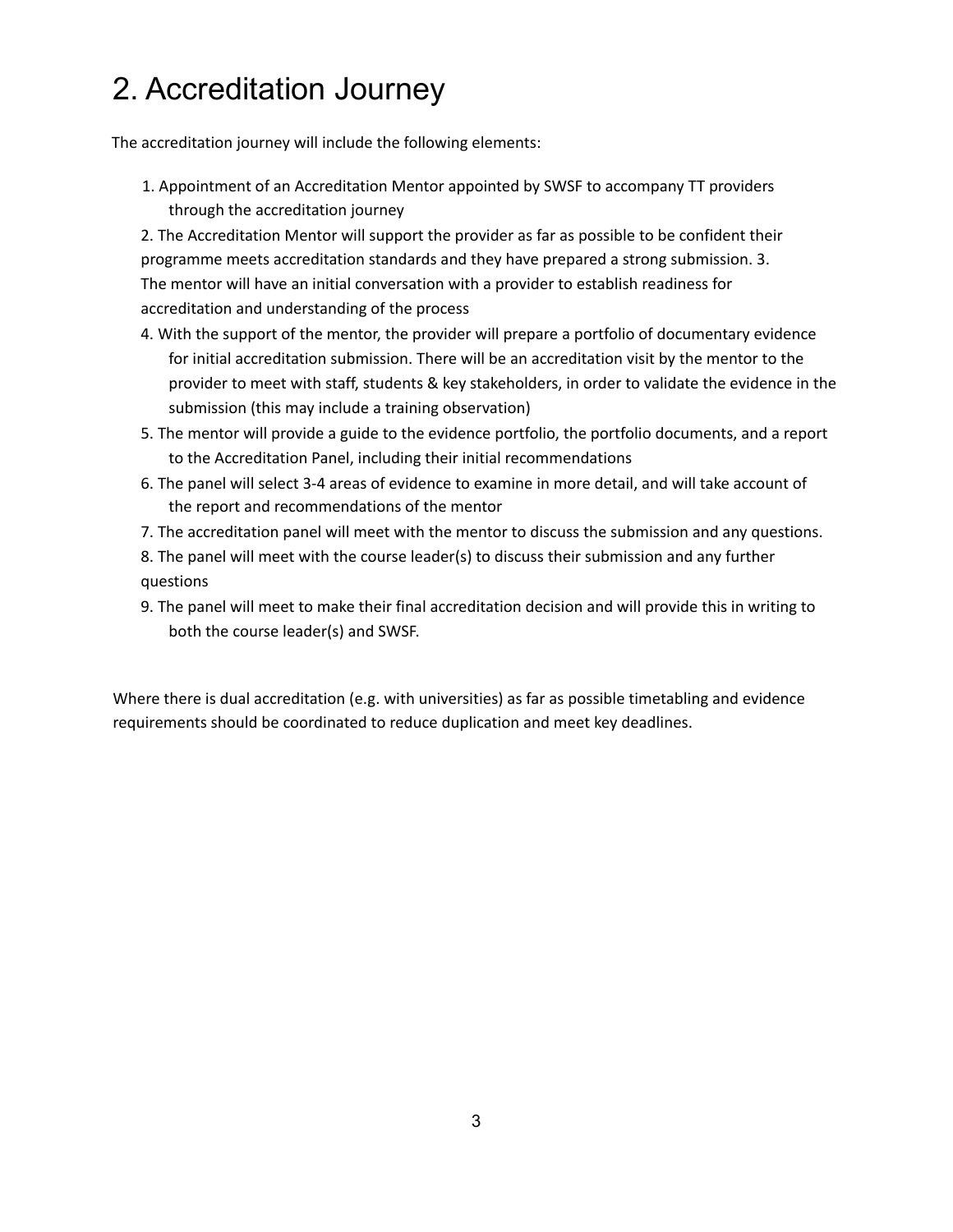# 2. Accreditation Journey

The accreditation journey will include the following elements:

1. Appointment of an Accreditation Mentor appointed by SWSF to accompany TT providers through the accreditation journey
2. The Accreditation Mentor will support the provider as far as possible to be confident their programme meets accreditation standards and they have prepared a strong submission.
3. The mentor will have an initial conversation with a provider to establish readiness for accreditation and understanding of the process
4. With the support of the mentor, the provider will prepare a portfolio of documentary evidence for initial accreditation submission. There will be an accreditation visit by the mentor to the provider to meet with staff, students & key stakeholders, in order to validate the evidence in the submission (this may include a training observation)
5. The mentor will provide a guide to the evidence portfolio, the portfolio documents, and a report to the Accreditation Panel, including their initial recommendations
6. The panel will select 3-4 areas of evidence to examine in more detail, and will take account of the report and recommendations of the mentor
7. The accreditation panel will meet with the mentor to discuss the submission and any questions.
8. The panel will meet with the course leader(s) to discuss their submission and any further questions
9. The panel will meet to make their final accreditation decision and will provide this in writing to both the course leader(s) and SWSF.

Where there is dual accreditation (e.g. with universities) as far as possible timetabling and evidence requirements should be coordinated to reduce duplication and meet key deadlines.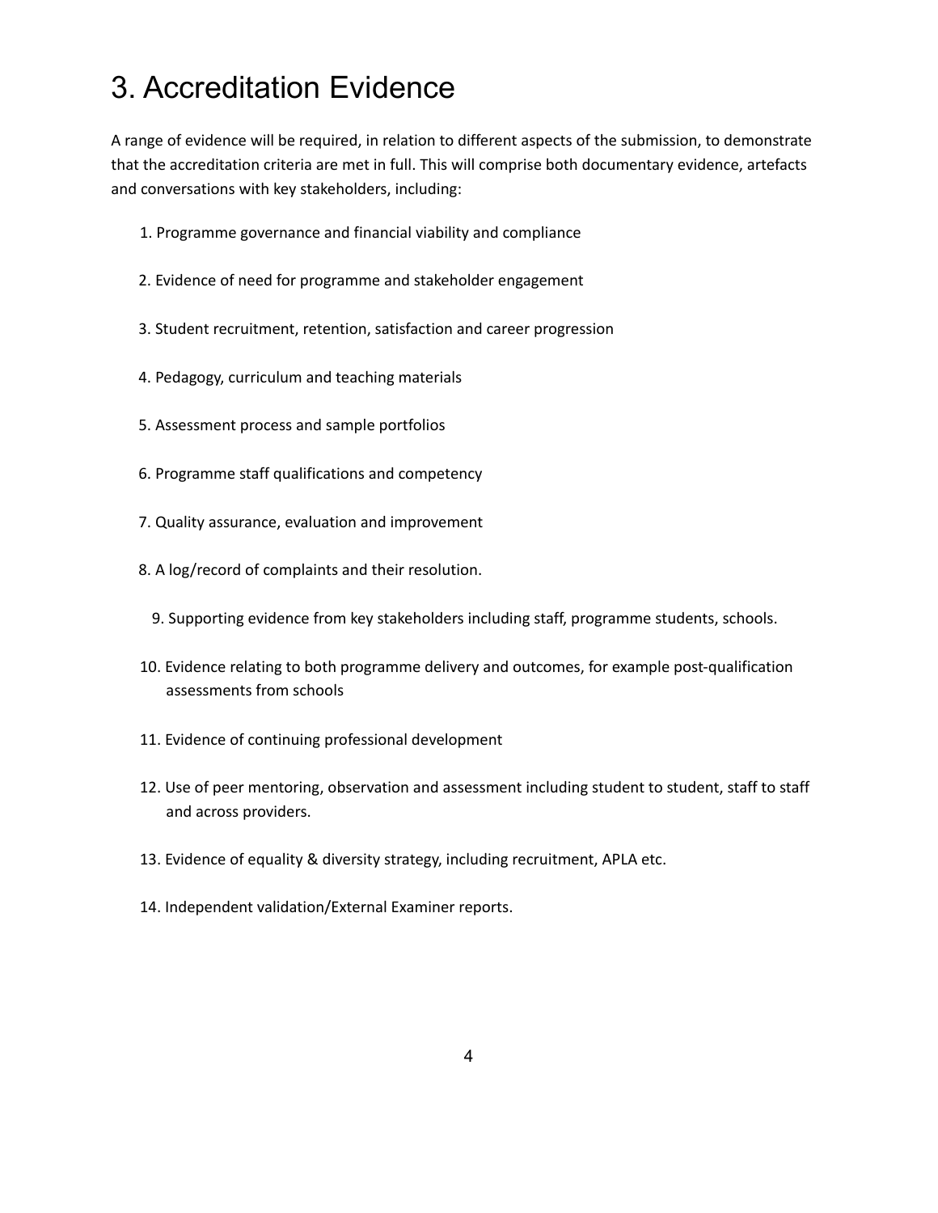# 3. Accreditation Evidence

A range of evidence will be required, in relation to different aspects of the submission, to demonstrate that the accreditation criteria are met in full. This will comprise both documentary evidence, artefacts and conversations with key stakeholders, including:

1. Programme governance and financial viability and compliance
2. Evidence of need for programme and stakeholder engagement
3. Student recruitment, retention, satisfaction and career progression
4. Pedagogy, curriculum and teaching materials
5. Assessment process and sample portfolios
6. Programme staff qualifications and competency
7. Quality assurance, evaluation and improvement
8. A log/record of complaints and their resolution.
9. Supporting evidence from key stakeholders including staff, programme students, schools.
10. Evidence relating to both programme delivery and outcomes, for example post-qualification assessments from schools
11. Evidence of continuing professional development
12. Use of peer mentoring, observation and assessment including student to student, staff to staff and across providers.
13. Evidence of equality & diversity strategy, including recruitment, APLA etc.
14. Independent validation/External Examiner reports.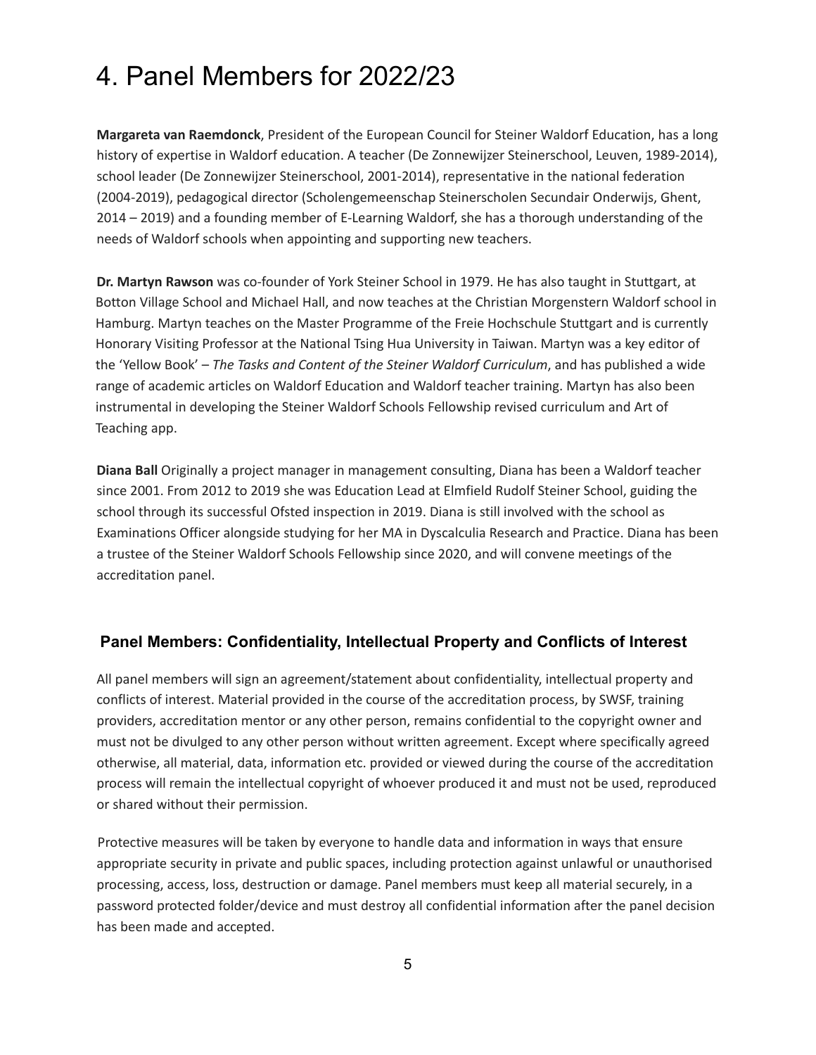# 4. Panel Members for 2022/23

**Margareta van Raemdonck**, President of the European Council for Steiner Waldorf Education, has a long history of expertise in Waldorf education. A teacher (De Zonnewijzer Steinerschool, Leuven, 1989-2014), school leader (De Zonnewijzer Steinerschool, 2001-2014), representative in the national federation (2004-2019), pedagogical director (Scholengemeenschap Steinerscholen Secundair Onderwijs, Ghent, 2014 – 2019) and a founding member of E-Learning Waldorf, she has a thorough understanding of the needs of Waldorf schools when appointing and supporting new teachers.

**Dr. Martyn Rawson** was co-founder of York Steiner School in 1979. He has also taught in Stuttgart, at Botton Village School and Michael Hall, and now teaches at the Christian Morgenstern Waldorf school in Hamburg. Martyn teaches on the Master Programme of the Freie Hochschule Stuttgart and is currently Honorary Visiting Professor at the National Tsing Hua University in Taiwan. Martyn was a key editor of the 'Yellow Book' – *The Tasks and Content of the Steiner Waldorf Curriculum*, and has published a wide range of academic articles on Waldorf Education and Waldorf teacher training. Martyn has also been instrumental in developing the Steiner Waldorf Schools Fellowship revised curriculum and Art of Teaching app.

**Diana Ball** Originally a project manager in management consulting, Diana has been a Waldorf teacher since 2001. From 2012 to 2019 she was Education Lead at Elmfield Rudolf Steiner School, guiding the school through its successful Ofsted inspection in 2019. Diana is still involved with the school as Examinations Officer alongside studying for her MA in Dyscalculia Research and Practice. Diana has been a trustee of the Steiner Waldorf Schools Fellowship since 2020, and will convene meetings of the accreditation panel.

### Panel Members: Confidentiality, Intellectual Property and Conflicts of Interest

All panel members will sign an agreement/statement about confidentiality, intellectual property and conflicts of interest. Material provided in the course of the accreditation process, by SWSF, training providers, accreditation mentor or any other person, remains confidential to the copyright owner and must not be divulged to any other person without written agreement. Except where specifically agreed otherwise, all material, data, information etc. provided or viewed during the course of the accreditation process will remain the intellectual copyright of whoever produced it and must not be used, reproduced or shared without their permission.

Protective measures will be taken by everyone to handle data and information in ways that ensure appropriate security in private and public spaces, including protection against unlawful or unauthorised processing, access, loss, destruction or damage. Panel members must keep all material securely, in a password protected folder/device and must destroy all confidential information after the panel decision has been made and accepted.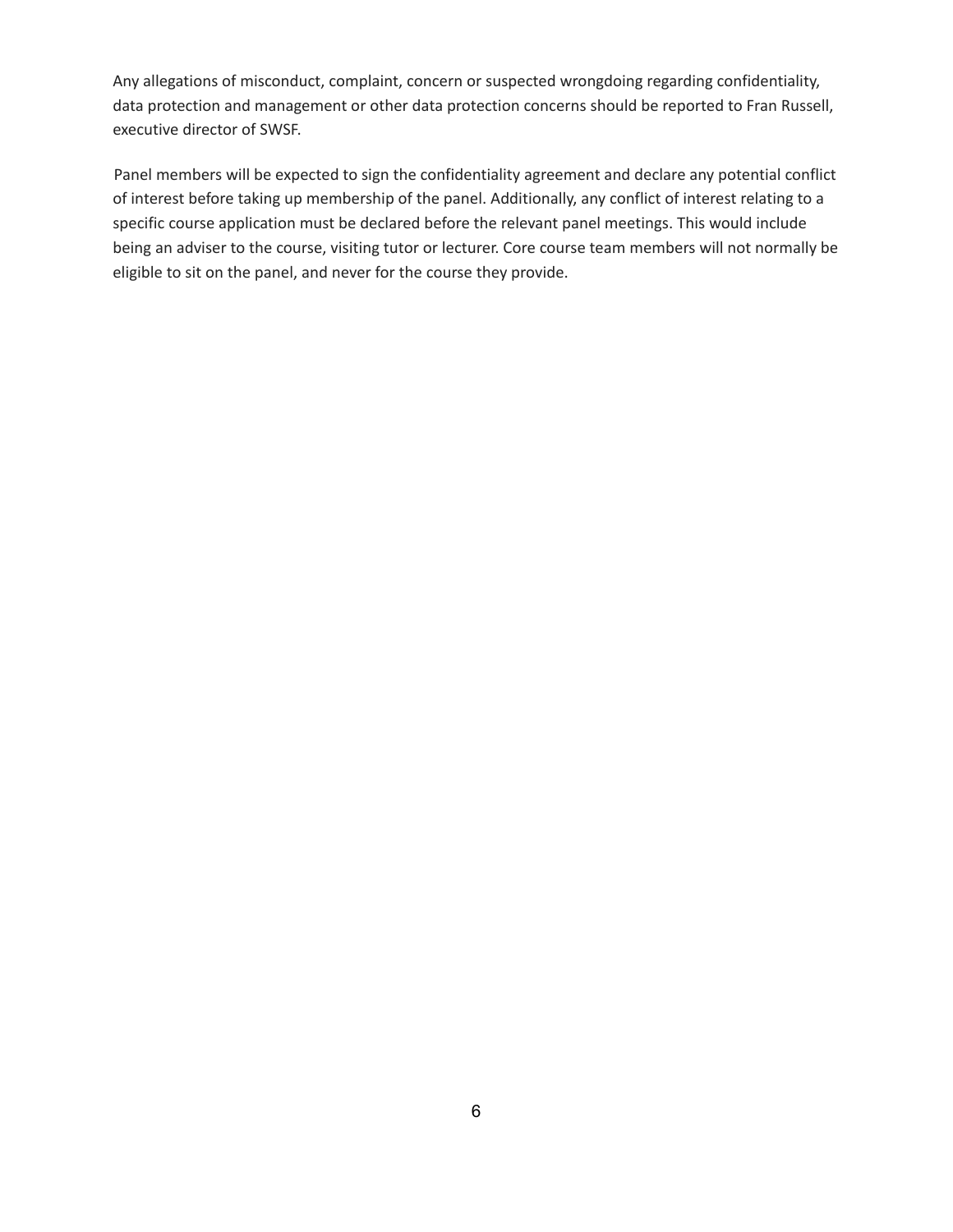Any allegations of misconduct, complaint, concern or suspected wrongdoing regarding confidentiality, data protection and management or other data protection concerns should be reported to Fran Russell, executive director of SWSF.

Panel members will be expected to sign the confidentiality agreement and declare any potential conflict of interest before taking up membership of the panel. Additionally, any conflict of interest relating to a specific course application must be declared before the relevant panel meetings. This would include being an adviser to the course, visiting tutor or lecturer. Core course team members will not normally be eligible to sit on the panel, and never for the course they provide.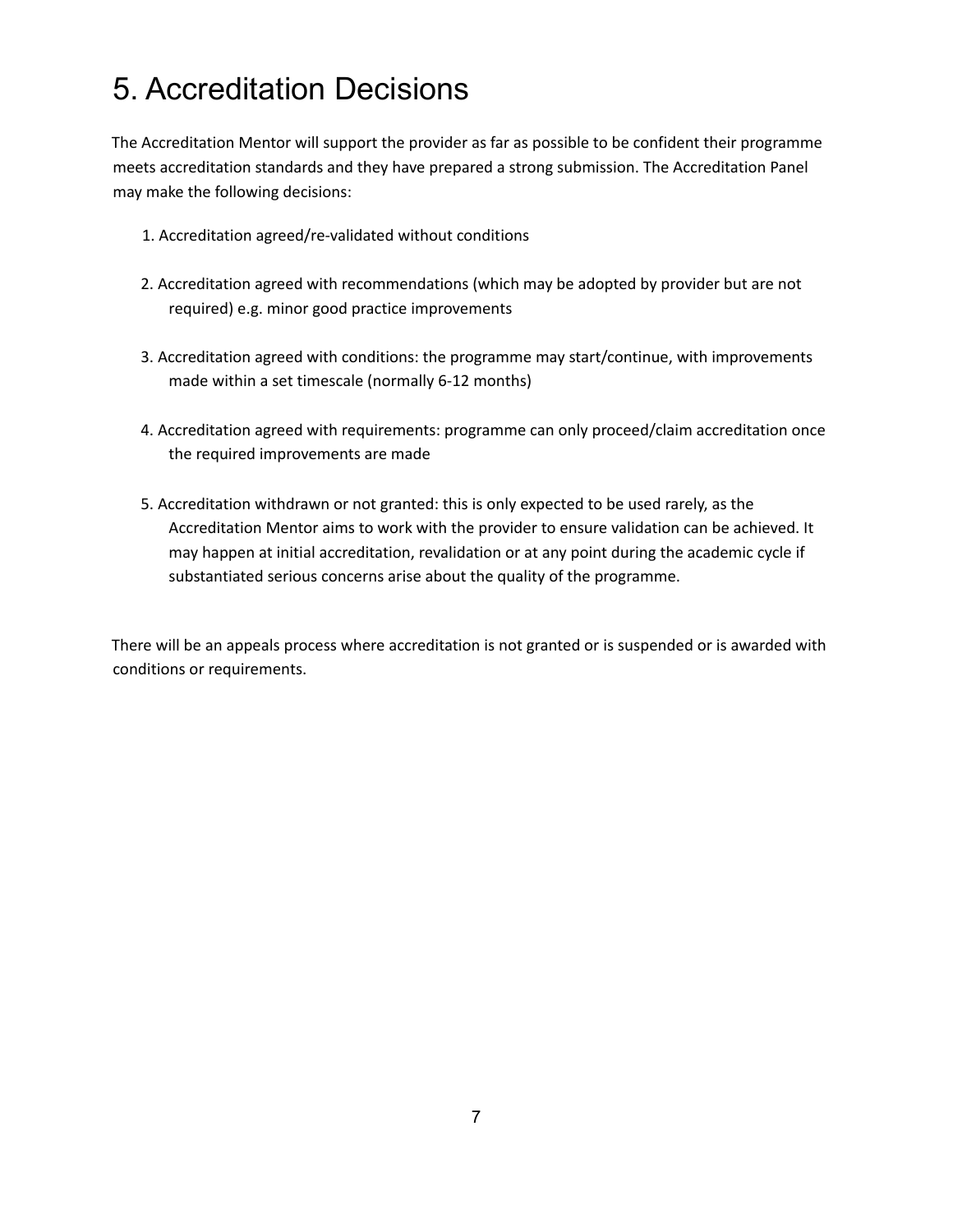# 5. Accreditation Decisions

The Accreditation Mentor will support the provider as far as possible to be confident their programme meets accreditation standards and they have prepared a strong submission. The Accreditation Panel may make the following decisions:

1. Accreditation agreed/re-validated without conditions

2. Accreditation agreed with recommendations (which may be adopted by provider but are not required) e.g. minor good practice improvements

3. Accreditation agreed with conditions: the programme may start/continue, with improvements made within a set timescale (normally 6-12 months)

4. Accreditation agreed with requirements: programme can only proceed/claim accreditation once the required improvements are made

5. Accreditation withdrawn or not granted: this is only expected to be used rarely, as the Accreditation Mentor aims to work with the provider to ensure validation can be achieved. It may happen at initial accreditation, revalidation or at any point during the academic cycle if substantiated serious concerns arise about the quality of the programme.

There will be an appeals process where accreditation is not granted or is suspended or is awarded with conditions or requirements.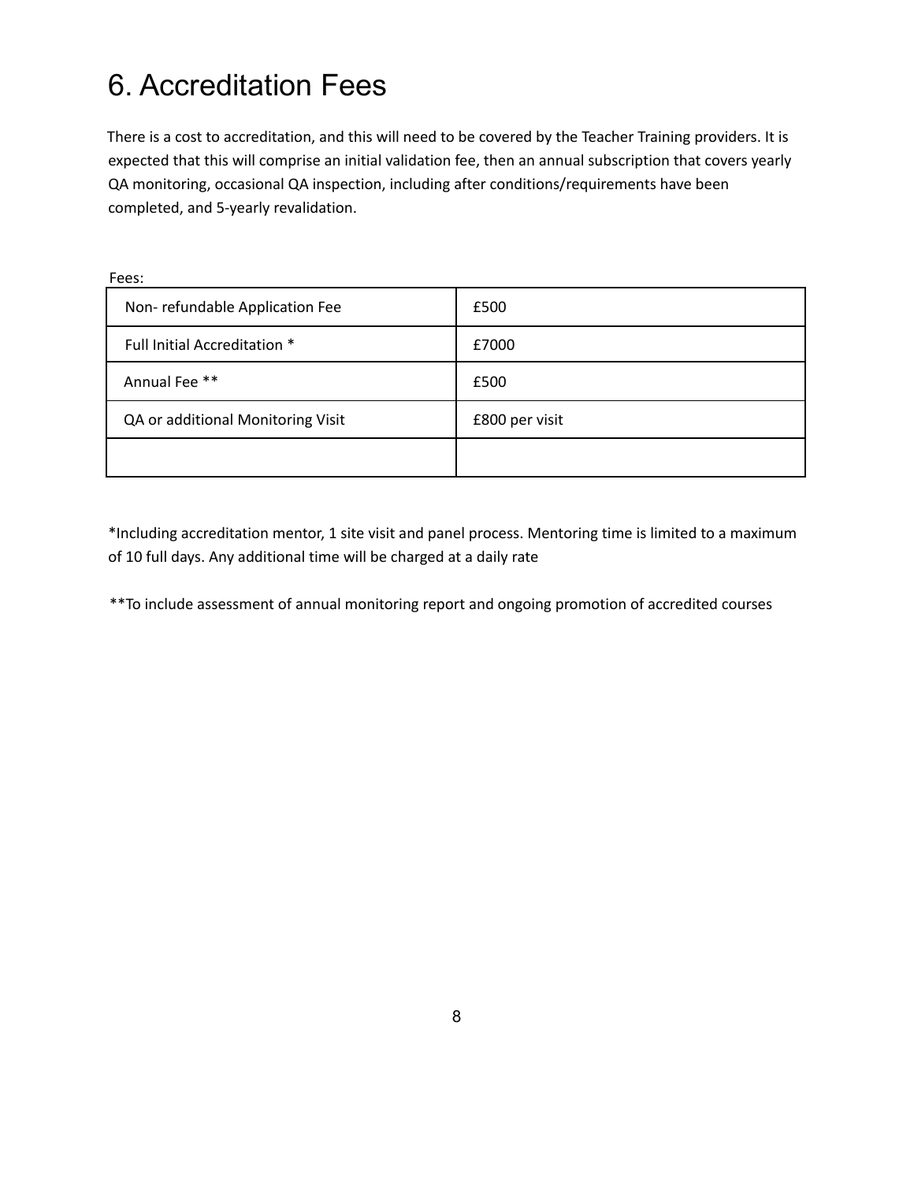# 6. Accreditation Fees

There is a cost to accreditation, and this will need to be covered by the Teacher Training providers. It is expected that this will comprise an initial validation fee, then an annual subscription that covers yearly QA monitoring, occasional QA inspection, including after conditions/requirements have been completed, and 5-yearly revalidation.

Fees:

| | |
|---|---|
| Non- refundable Application Fee | £500 |
| Full Initial Accreditation * | £7000 |
| Annual Fee ** | £500 |
| QA or additional Monitoring Visit | £800 per visit |
| | |

*Including accreditation mentor, 1 site visit and panel process. Mentoring time is limited to a maximum of 10 full days. Any additional time will be charged at a daily rate

**To include assessment of annual monitoring report and ongoing promotion of accredited courses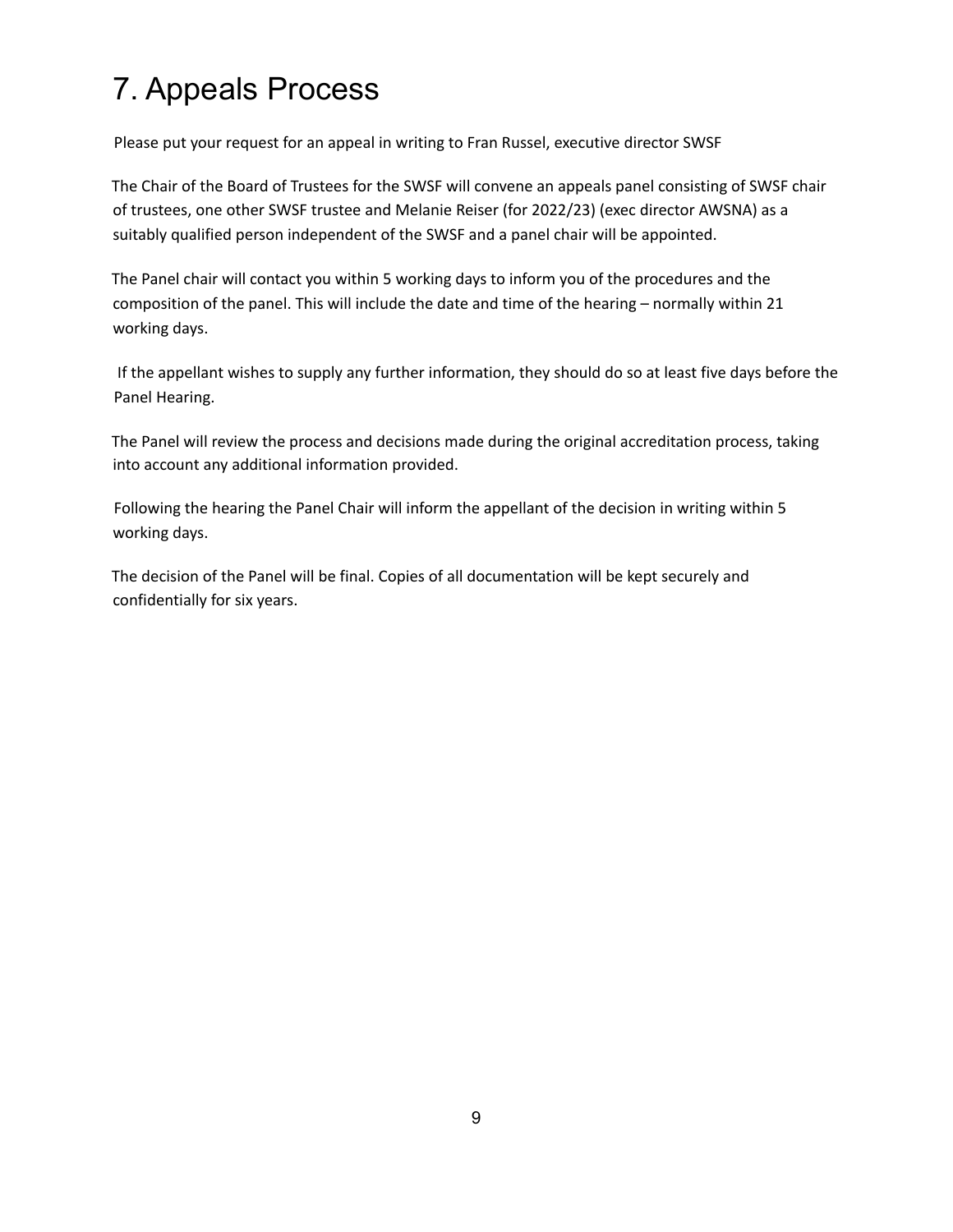# 7. Appeals Process

Please put your request for an appeal in writing to Fran Russel, executive director SWSF

The Chair of the Board of Trustees for the SWSF will convene an appeals panel consisting of SWSF chair of trustees, one other SWSF trustee and Melanie Reiser (for 2022/23) (exec director AWSNA) as a suitably qualified person independent of the SWSF and a panel chair will be appointed.

The Panel chair will contact you within 5 working days to inform you of the procedures and the composition of the panel. This will include the date and time of the hearing – normally within 21 working days.

If the appellant wishes to supply any further information, they should do so at least five days before the Panel Hearing.

The Panel will review the process and decisions made during the original accreditation process, taking into account any additional information provided.

Following the hearing the Panel Chair will inform the appellant of the decision in writing within 5 working days.

The decision of the Panel will be final. Copies of all documentation will be kept securely and confidentially for six years.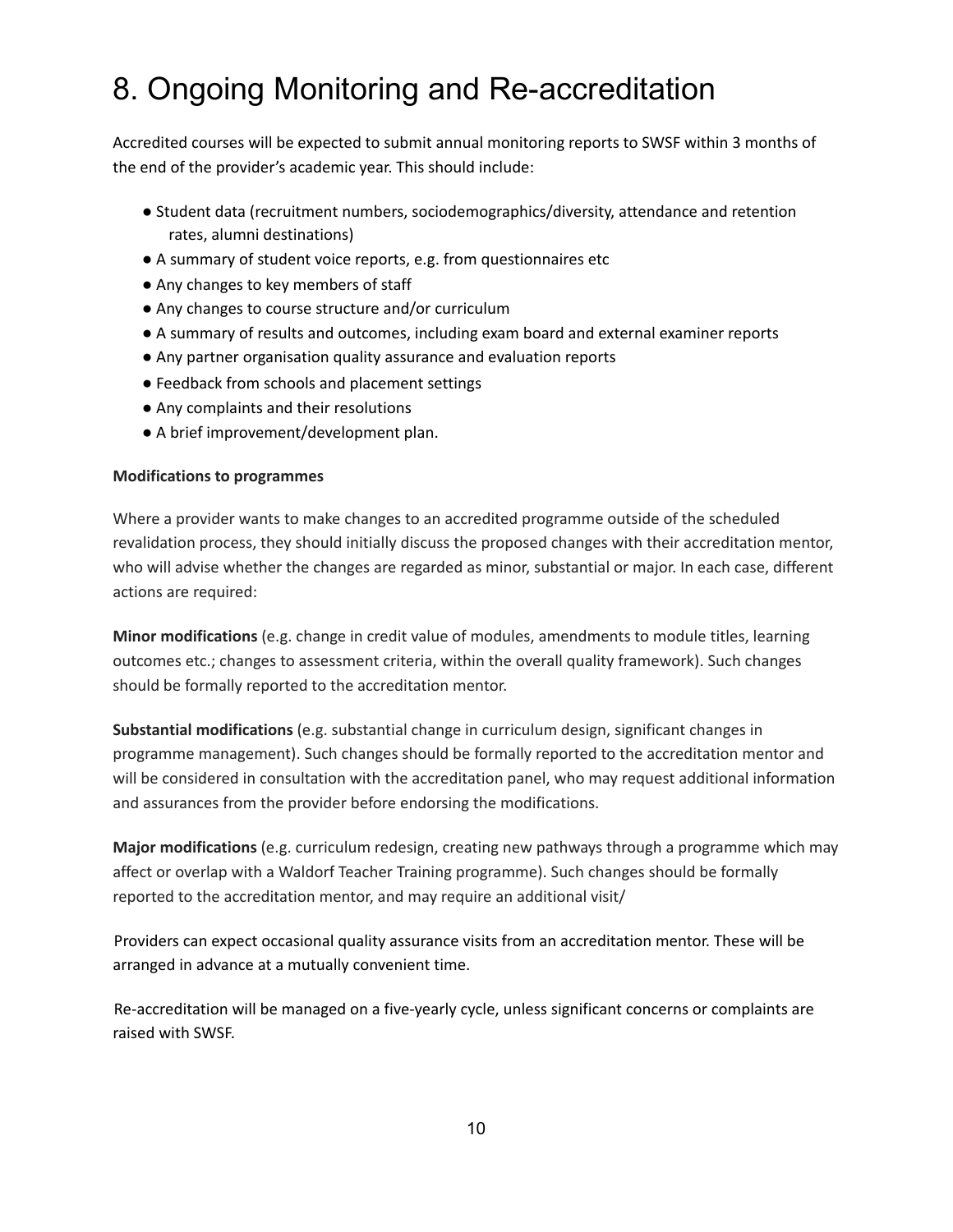# 8. Ongoing Monitoring and Re-accreditation

Accredited courses will be expected to submit annual monitoring reports to SWSF within 3 months of the end of the provider's academic year. This should include:

- Student data (recruitment numbers, sociodemographics/diversity, attendance and retention rates, alumni destinations)
- A summary of student voice reports, e.g. from questionnaires etc
- Any changes to key members of staff
- Any changes to course structure and/or curriculum
- A summary of results and outcomes, including exam board and external examiner reports
- Any partner organisation quality assurance and evaluation reports
- Feedback from schools and placement settings
- Any complaints and their resolutions
- A brief improvement/development plan.

**Modifications to programmes**

Where a provider wants to make changes to an accredited programme outside of the scheduled revalidation process, they should initially discuss the proposed changes with their accreditation mentor, who will advise whether the changes are regarded as minor, substantial or major. In each case, different actions are required:

**Minor modifications** (e.g. change in credit value of modules, amendments to module titles, learning outcomes etc.; changes to assessment criteria, within the overall quality framework). Such changes should be formally reported to the accreditation mentor.

**Substantial modifications** (e.g. substantial change in curriculum design, significant changes in programme management). Such changes should be formally reported to the accreditation mentor and will be considered in consultation with the accreditation panel, who may request additional information and assurances from the provider before endorsing the modifications.

**Major modifications** (e.g. curriculum redesign, creating new pathways through a programme which may affect or overlap with a Waldorf Teacher Training programme). Such changes should be formally reported to the accreditation mentor, and may require an additional visit/

Providers can expect occasional quality assurance visits from an accreditation mentor. These will be arranged in advance at a mutually convenient time.

Re-accreditation will be managed on a five-yearly cycle, unless significant concerns or complaints are raised with SWSF.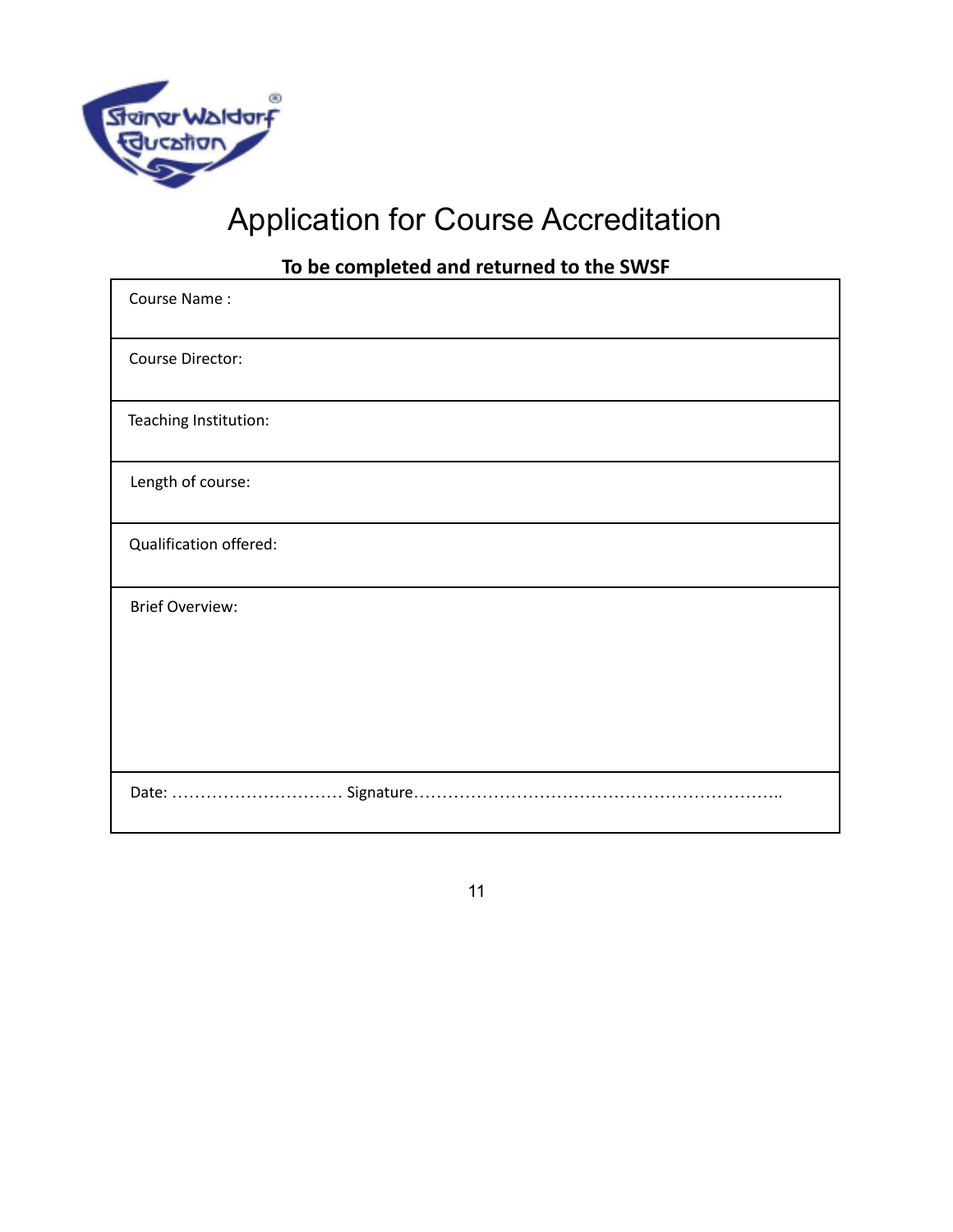# Application for Course Accreditation

**To be completed and returned to the SWSF**

| |
|---|
| Course Name : |
| Course Director: |
| Teaching Institution: |
| Length of course: |
| Qualification offered: |
| Brief Overview: |
| Date: ………………………… Signature………………………………………………………….. |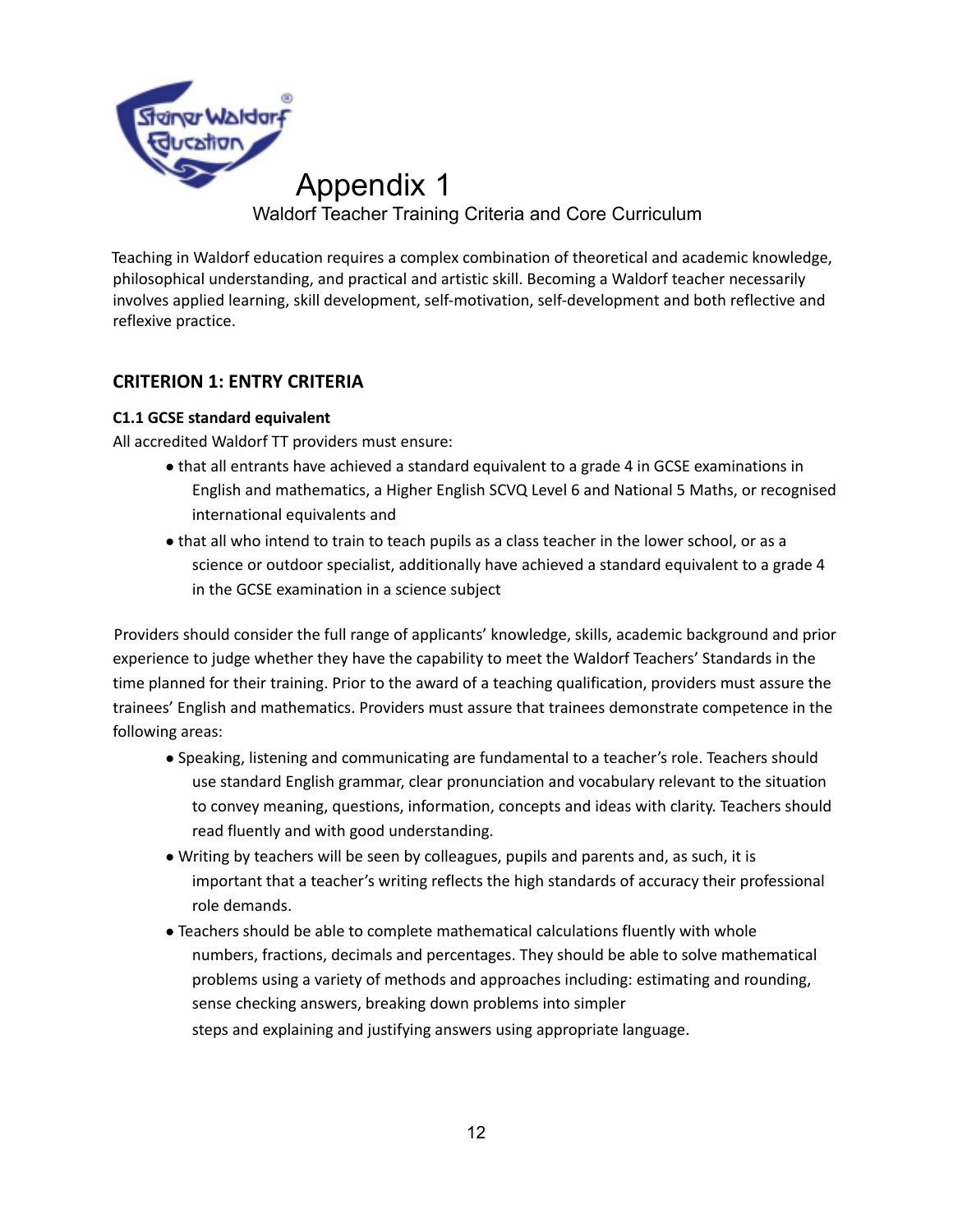# Appendix 1

Waldorf Teacher Training Criteria and Core Curriculum

Teaching in Waldorf education requires a complex combination of theoretical and academic knowledge, philosophical understanding, and practical and artistic skill. Becoming a Waldorf teacher necessarily involves applied learning, skill development, self-motivation, self-development and both reflective and reflexive practice.

## CRITERION 1: ENTRY CRITERIA

### C1.1 GCSE standard equivalent

All accredited Waldorf TT providers must ensure:

- that all entrants have achieved a standard equivalent to a grade 4 in GCSE examinations in English and mathematics, a Higher English SCVQ Level 6 and National 5 Maths, or recognised international equivalents and
- that all who intend to train to teach pupils as a class teacher in the lower school, or as a science or outdoor specialist, additionally have achieved a standard equivalent to a grade 4 in the GCSE examination in a science subject

Providers should consider the full range of applicants' knowledge, skills, academic background and prior experience to judge whether they have the capability to meet the Waldorf Teachers' Standards in the time planned for their training. Prior to the award of a teaching qualification, providers must assure the trainees' English and mathematics. Providers must assure that trainees demonstrate competence in the following areas:

- Speaking, listening and communicating are fundamental to a teacher's role. Teachers should use standard English grammar, clear pronunciation and vocabulary relevant to the situation to convey meaning, questions, information, concepts and ideas with clarity. Teachers should read fluently and with good understanding.
- Writing by teachers will be seen by colleagues, pupils and parents and, as such, it is important that a teacher's writing reflects the high standards of accuracy their professional role demands.
- Teachers should be able to complete mathematical calculations fluently with whole numbers, fractions, decimals and percentages. They should be able to solve mathematical problems using a variety of methods and approaches including: estimating and rounding, sense checking answers, breaking down problems into simpler steps and explaining and justifying answers using appropriate language.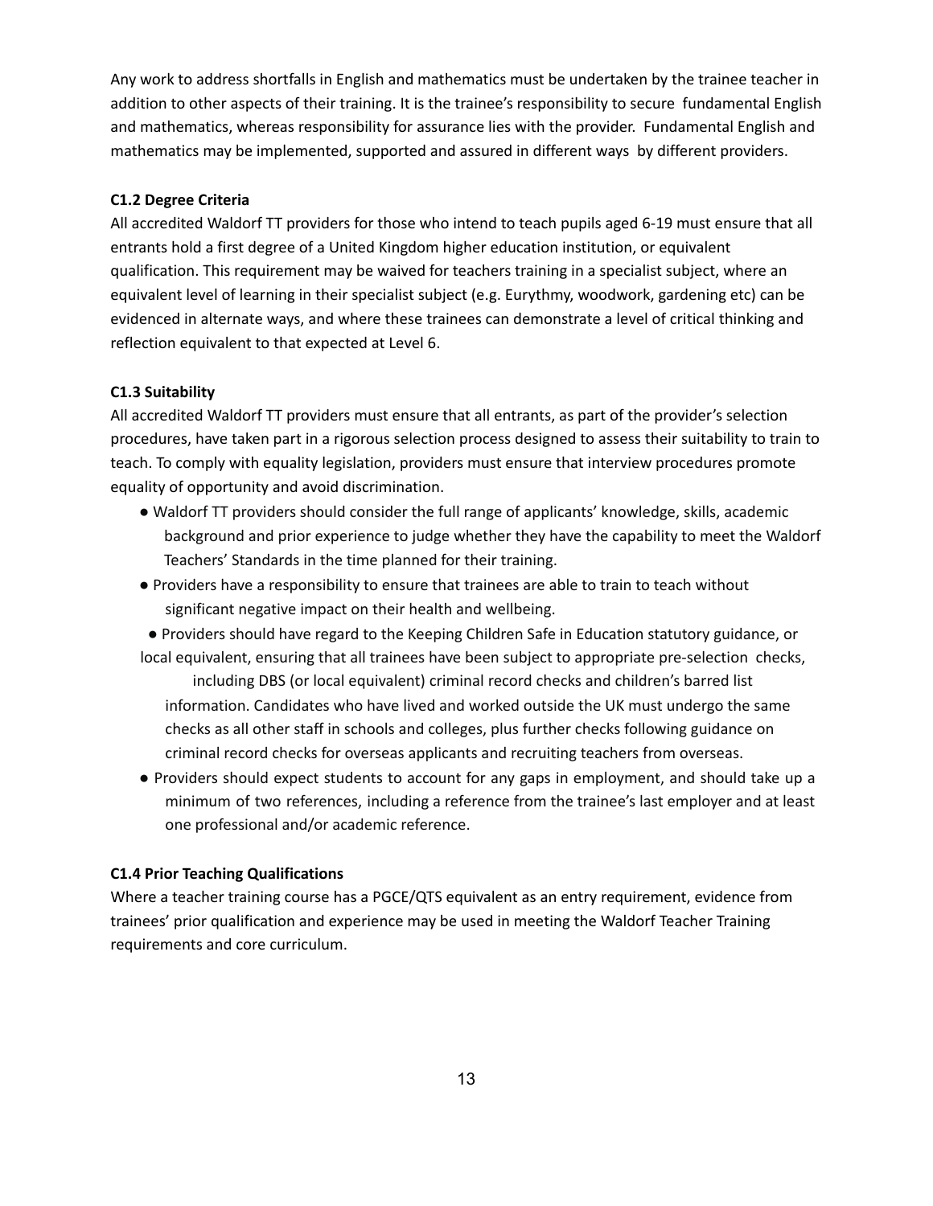Any work to address shortfalls in English and mathematics must be undertaken by the trainee teacher in addition to other aspects of their training. It is the trainee's responsibility to secure fundamental English and mathematics, whereas responsibility for assurance lies with the provider. Fundamental English and mathematics may be implemented, supported and assured in different ways by different providers.

**C1.2 Degree Criteria**

All accredited Waldorf TT providers for those who intend to teach pupils aged 6-19 must ensure that all entrants hold a first degree of a United Kingdom higher education institution, or equivalent qualification. This requirement may be waived for teachers training in a specialist subject, where an equivalent level of learning in their specialist subject (e.g. Eurythmy, woodwork, gardening etc) can be evidenced in alternate ways, and where these trainees can demonstrate a level of critical thinking and reflection equivalent to that expected at Level 6.

**C1.3 Suitability**

All accredited Waldorf TT providers must ensure that all entrants, as part of the provider's selection procedures, have taken part in a rigorous selection process designed to assess their suitability to train to teach. To comply with equality legislation, providers must ensure that interview procedures promote equality of opportunity and avoid discrimination.

- Waldorf TT providers should consider the full range of applicants' knowledge, skills, academic background and prior experience to judge whether they have the capability to meet the Waldorf Teachers' Standards in the time planned for their training.
- Providers have a responsibility to ensure that trainees are able to train to teach without significant negative impact on their health and wellbeing.
- Providers should have regard to the Keeping Children Safe in Education statutory guidance, or local equivalent, ensuring that all trainees have been subject to appropriate pre-selection checks, including DBS (or local equivalent) criminal record checks and children's barred list information. Candidates who have lived and worked outside the UK must undergo the same checks as all other staff in schools and colleges, plus further checks following guidance on criminal record checks for overseas applicants and recruiting teachers from overseas.
- Providers should expect students to account for any gaps in employment, and should take up a minimum of two references, including a reference from the trainee's last employer and at least one professional and/or academic reference.

**C1.4 Prior Teaching Qualifications**

Where a teacher training course has a PGCE/QTS equivalent as an entry requirement, evidence from trainees' prior qualification and experience may be used in meeting the Waldorf Teacher Training requirements and core curriculum.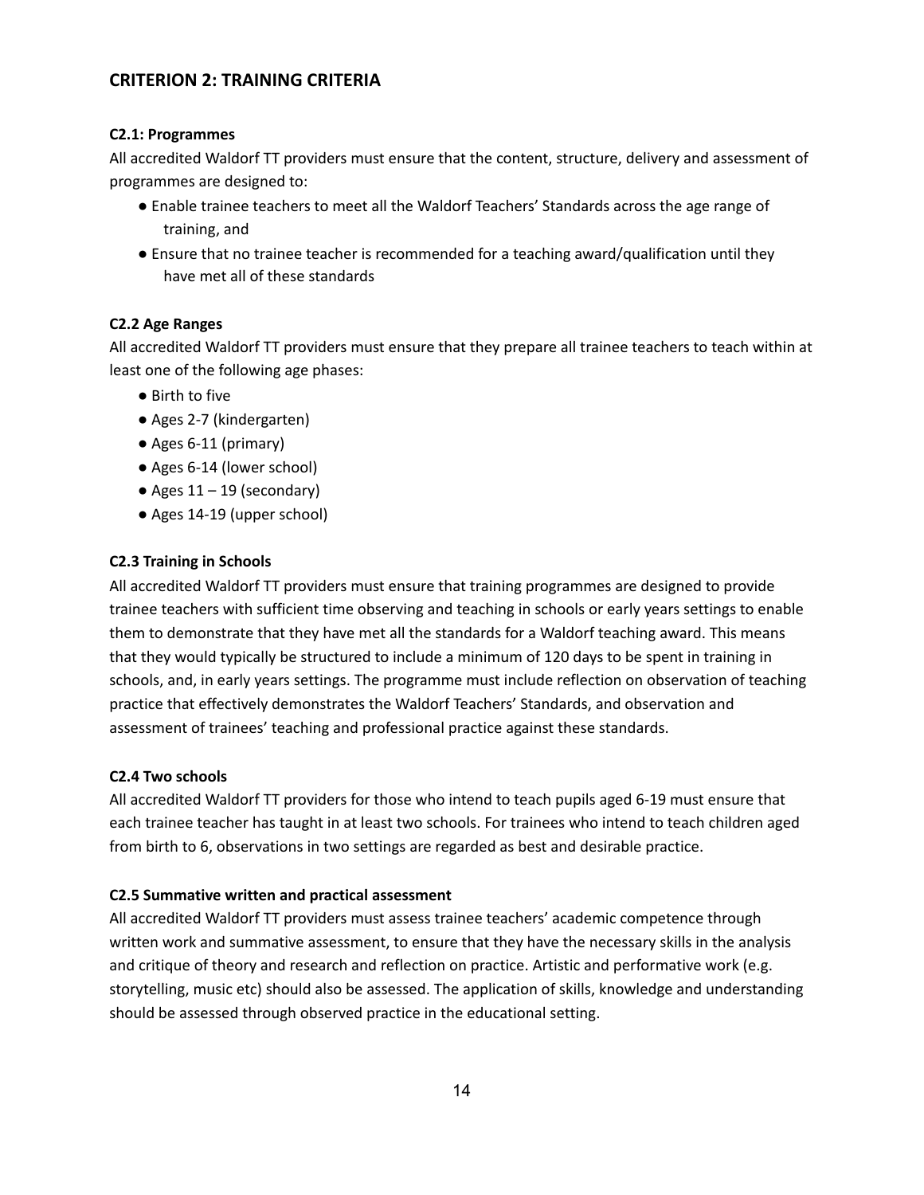## CRITERION 2: TRAINING CRITERIA

**C2.1: Programmes**

All accredited Waldorf TT providers must ensure that the content, structure, delivery and assessment of programmes are designed to:

- Enable trainee teachers to meet all the Waldorf Teachers' Standards across the age range of training, and
- Ensure that no trainee teacher is recommended for a teaching award/qualification until they have met all of these standards

**C2.2 Age Ranges**

All accredited Waldorf TT providers must ensure that they prepare all trainee teachers to teach within at least one of the following age phases:

- Birth to five
- Ages 2-7 (kindergarten)
- Ages 6-11 (primary)
- Ages 6-14 (lower school)
- Ages 11 – 19 (secondary)
- Ages 14-19 (upper school)

**C2.3 Training in Schools**

All accredited Waldorf TT providers must ensure that training programmes are designed to provide trainee teachers with sufficient time observing and teaching in schools or early years settings to enable them to demonstrate that they have met all the standards for a Waldorf teaching award. This means that they would typically be structured to include a minimum of 120 days to be spent in training in schools, and, in early years settings. The programme must include reflection on observation of teaching practice that effectively demonstrates the Waldorf Teachers' Standards, and observation and assessment of trainees' teaching and professional practice against these standards.

**C2.4 Two schools**

All accredited Waldorf TT providers for those who intend to teach pupils aged 6-19 must ensure that each trainee teacher has taught in at least two schools. For trainees who intend to teach children aged from birth to 6, observations in two settings are regarded as best and desirable practice.

**C2.5 Summative written and practical assessment**

All accredited Waldorf TT providers must assess trainee teachers' academic competence through written work and summative assessment, to ensure that they have the necessary skills in the analysis and critique of theory and research and reflection on practice. Artistic and performative work (e.g. storytelling, music etc) should also be assessed. The application of skills, knowledge and understanding should be assessed through observed practice in the educational setting.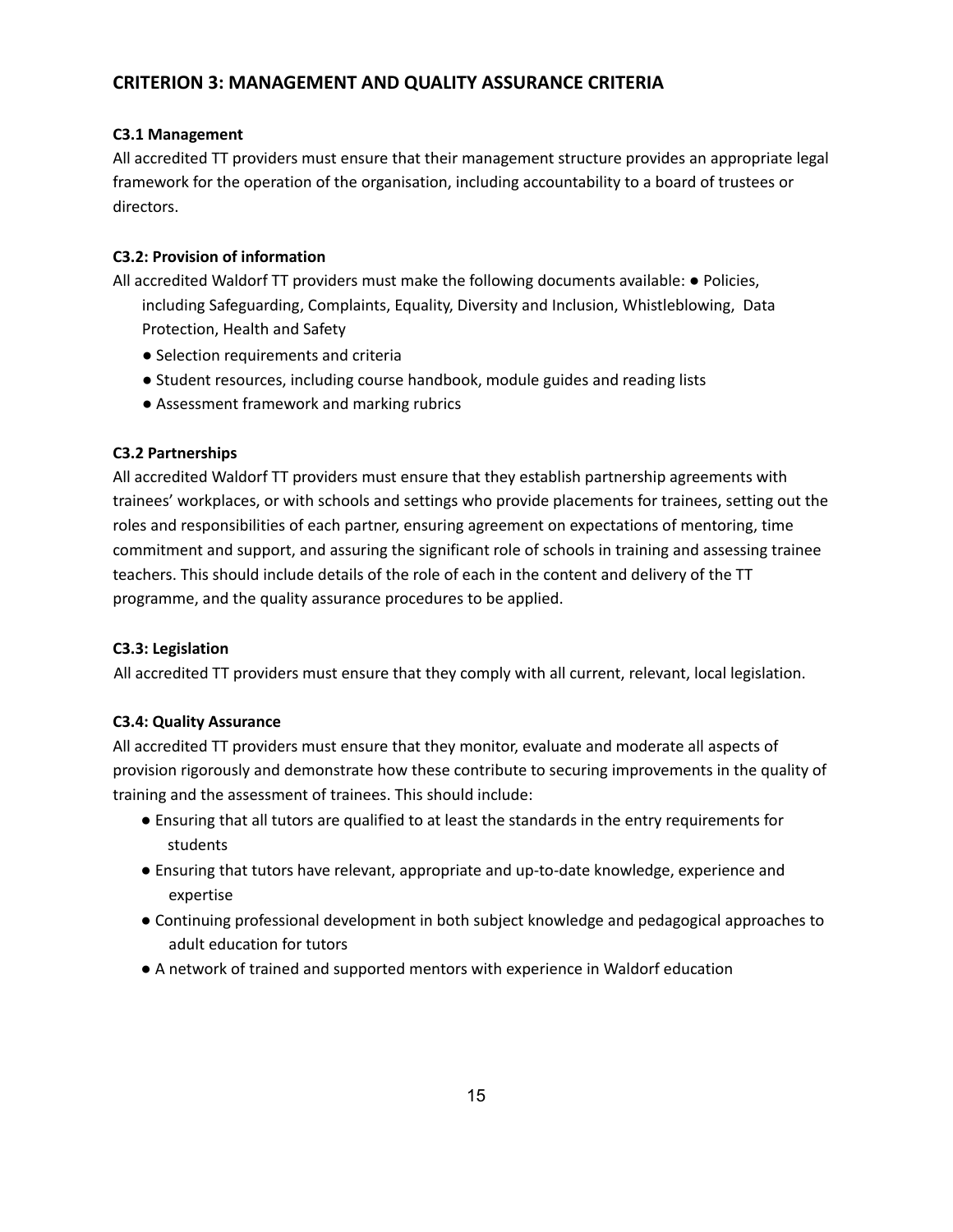## CRITERION 3: MANAGEMENT AND QUALITY ASSURANCE CRITERIA

**C3.1 Management**

All accredited TT providers must ensure that their management structure provides an appropriate legal framework for the operation of the organisation, including accountability to a board of trustees or directors.

**C3.2: Provision of information**

All accredited Waldorf TT providers must make the following documents available:

- Policies, including Safeguarding, Complaints, Equality, Diversity and Inclusion, Whistleblowing, Data Protection, Health and Safety
- Selection requirements and criteria
- Student resources, including course handbook, module guides and reading lists
- Assessment framework and marking rubrics

**C3.2 Partnerships**

All accredited Waldorf TT providers must ensure that they establish partnership agreements with trainees' workplaces, or with schools and settings who provide placements for trainees, setting out the roles and responsibilities of each partner, ensuring agreement on expectations of mentoring, time commitment and support, and assuring the significant role of schools in training and assessing trainee teachers. This should include details of the role of each in the content and delivery of the TT programme, and the quality assurance procedures to be applied.

**C3.3: Legislation**

All accredited TT providers must ensure that they comply with all current, relevant, local legislation.

**C3.4: Quality Assurance**

All accredited TT providers must ensure that they monitor, evaluate and moderate all aspects of provision rigorously and demonstrate how these contribute to securing improvements in the quality of training and the assessment of trainees. This should include:

- Ensuring that all tutors are qualified to at least the standards in the entry requirements for students
- Ensuring that tutors have relevant, appropriate and up-to-date knowledge, experience and expertise
- Continuing professional development in both subject knowledge and pedagogical approaches to adult education for tutors
- A network of trained and supported mentors with experience in Waldorf education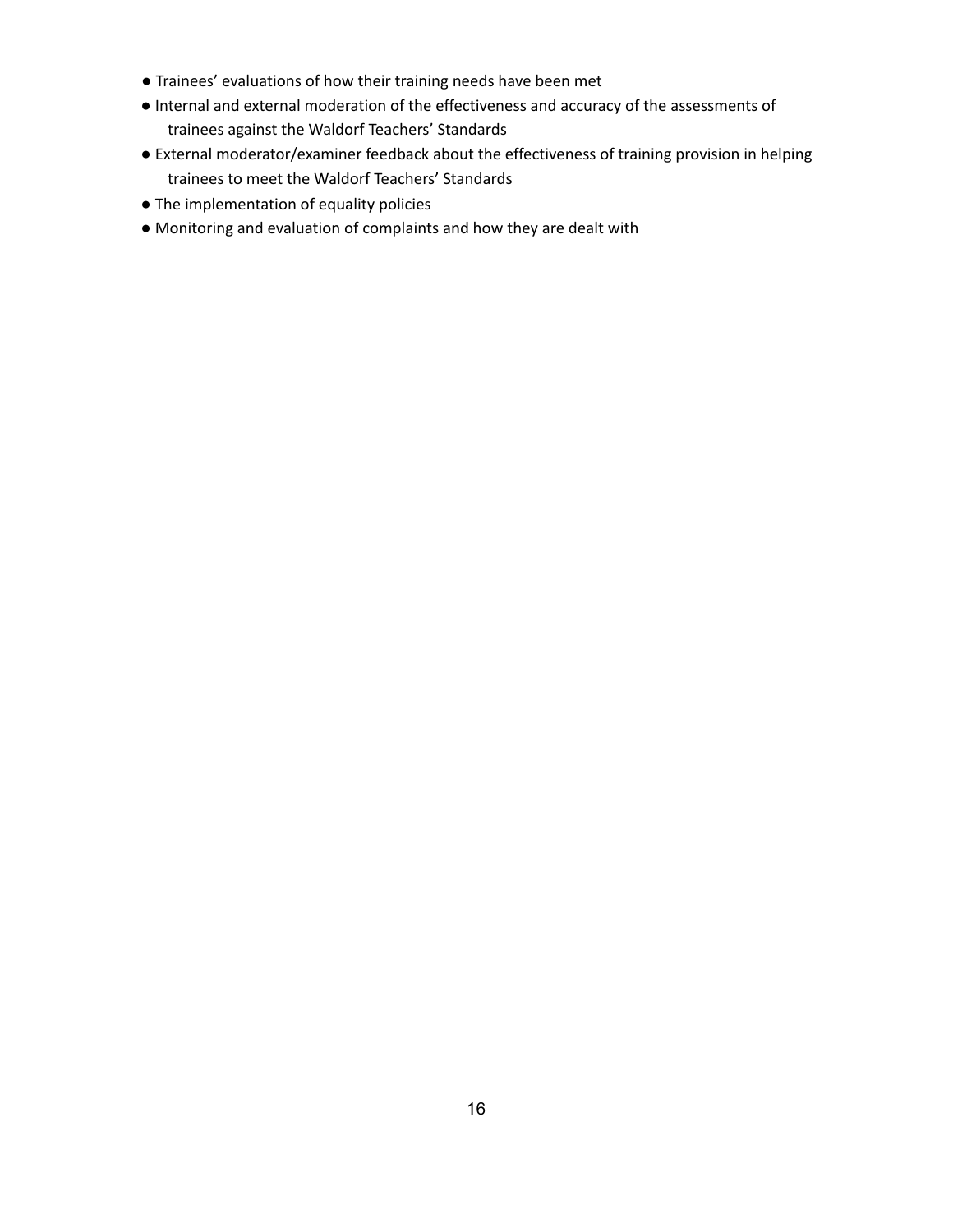- Trainees' evaluations of how their training needs have been met
- Internal and external moderation of the effectiveness and accuracy of the assessments of trainees against the Waldorf Teachers' Standards
- External moderator/examiner feedback about the effectiveness of training provision in helping trainees to meet the Waldorf Teachers' Standards
- The implementation of equality policies
- Monitoring and evaluation of complaints and how they are dealt with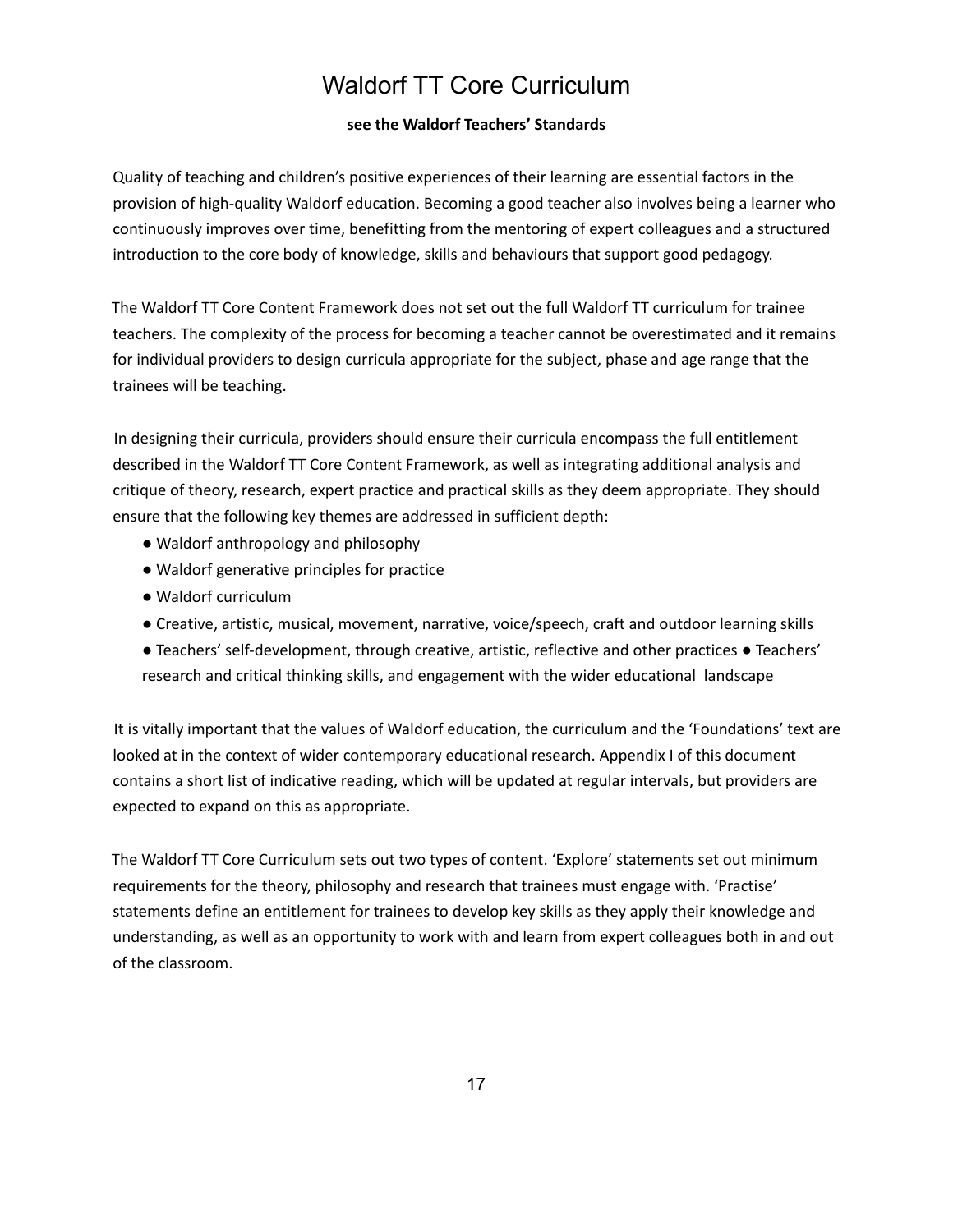# Waldorf TT Core Curriculum

**see the Waldorf Teachers' Standards**

Quality of teaching and children's positive experiences of their learning are essential factors in the provision of high-quality Waldorf education. Becoming a good teacher also involves being a learner who continuously improves over time, benefitting from the mentoring of expert colleagues and a structured introduction to the core body of knowledge, skills and behaviours that support good pedagogy.

The Waldorf TT Core Content Framework does not set out the full Waldorf TT curriculum for trainee teachers. The complexity of the process for becoming a teacher cannot be overestimated and it remains for individual providers to design curricula appropriate for the subject, phase and age range that the trainees will be teaching.

In designing their curricula, providers should ensure their curricula encompass the full entitlement described in the Waldorf TT Core Content Framework, as well as integrating additional analysis and critique of theory, research, expert practice and practical skills as they deem appropriate. They should ensure that the following key themes are addressed in sufficient depth:

- Waldorf anthropology and philosophy
- Waldorf generative principles for practice
- Waldorf curriculum
- Creative, artistic, musical, movement, narrative, voice/speech, craft and outdoor learning skills
- Teachers' self-development, through creative, artistic, reflective and other practices
- Teachers' research and critical thinking skills, and engagement with the wider educational landscape

It is vitally important that the values of Waldorf education, the curriculum and the 'Foundations' text are looked at in the context of wider contemporary educational research. Appendix I of this document contains a short list of indicative reading, which will be updated at regular intervals, but providers are expected to expand on this as appropriate.

The Waldorf TT Core Curriculum sets out two types of content. 'Explore' statements set out minimum requirements for the theory, philosophy and research that trainees must engage with. 'Practise' statements define an entitlement for trainees to develop key skills as they apply their knowledge and understanding, as well as an opportunity to work with and learn from expert colleagues both in and out of the classroom.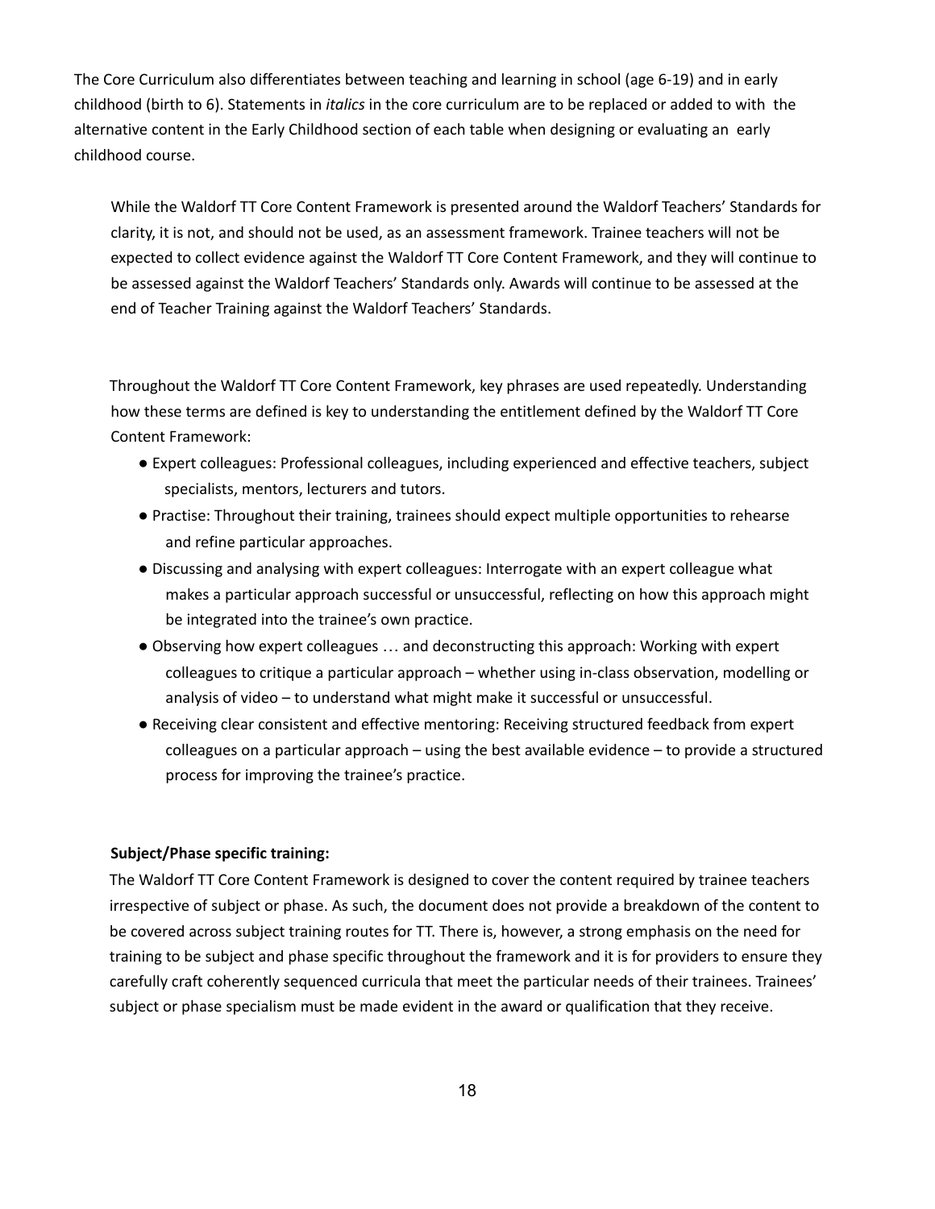The Core Curriculum also differentiates between teaching and learning in school (age 6-19) and in early childhood (birth to 6). Statements in *italics* in the core curriculum are to be replaced or added to with the alternative content in the Early Childhood section of each table when designing or evaluating an early childhood course.

While the Waldorf TT Core Content Framework is presented around the Waldorf Teachers' Standards for clarity, it is not, and should not be used, as an assessment framework. Trainee teachers will not be expected to collect evidence against the Waldorf TT Core Content Framework, and they will continue to be assessed against the Waldorf Teachers' Standards only. Awards will continue to be assessed at the end of Teacher Training against the Waldorf Teachers' Standards.

Throughout the Waldorf TT Core Content Framework, key phrases are used repeatedly. Understanding how these terms are defined is key to understanding the entitlement defined by the Waldorf TT Core Content Framework:

- Expert colleagues: Professional colleagues, including experienced and effective teachers, subject specialists, mentors, lecturers and tutors.
- Practise: Throughout their training, trainees should expect multiple opportunities to rehearse and refine particular approaches.
- Discussing and analysing with expert colleagues: Interrogate with an expert colleague what makes a particular approach successful or unsuccessful, reflecting on how this approach might be integrated into the trainee's own practice.
- Observing how expert colleagues … and deconstructing this approach: Working with expert colleagues to critique a particular approach – whether using in-class observation, modelling or analysis of video – to understand what might make it successful or unsuccessful.
- Receiving clear consistent and effective mentoring: Receiving structured feedback from expert colleagues on a particular approach – using the best available evidence – to provide a structured process for improving the trainee's practice.

**Subject/Phase specific training:**

The Waldorf TT Core Content Framework is designed to cover the content required by trainee teachers irrespective of subject or phase. As such, the document does not provide a breakdown of the content to be covered across subject training routes for TT. There is, however, a strong emphasis on the need for training to be subject and phase specific throughout the framework and it is for providers to ensure they carefully craft coherently sequenced curricula that meet the particular needs of their trainees. Trainees' subject or phase specialism must be made evident in the award or qualification that they receive.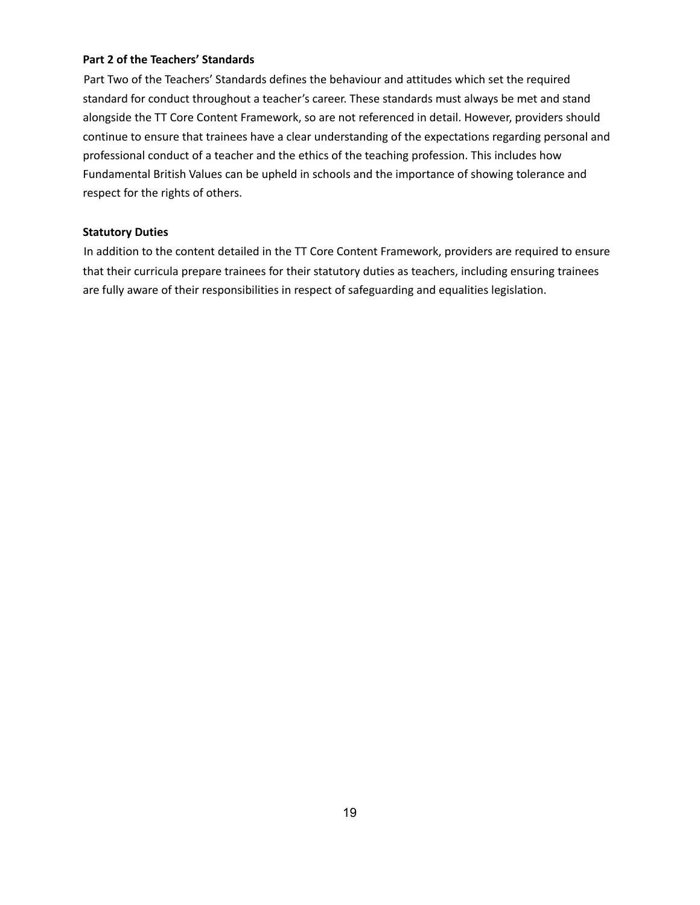**Part 2 of the Teachers' Standards**

Part Two of the Teachers' Standards defines the behaviour and attitudes which set the required standard for conduct throughout a teacher's career. These standards must always be met and stand alongside the TT Core Content Framework, so are not referenced in detail. However, providers should continue to ensure that trainees have a clear understanding of the expectations regarding personal and professional conduct of a teacher and the ethics of the teaching profession. This includes how Fundamental British Values can be upheld in schools and the importance of showing tolerance and respect for the rights of others.

**Statutory Duties**

In addition to the content detailed in the TT Core Content Framework, providers are required to ensure that their curricula prepare trainees for their statutory duties as teachers, including ensuring trainees are fully aware of their responsibilities in respect of safeguarding and equalities legislation.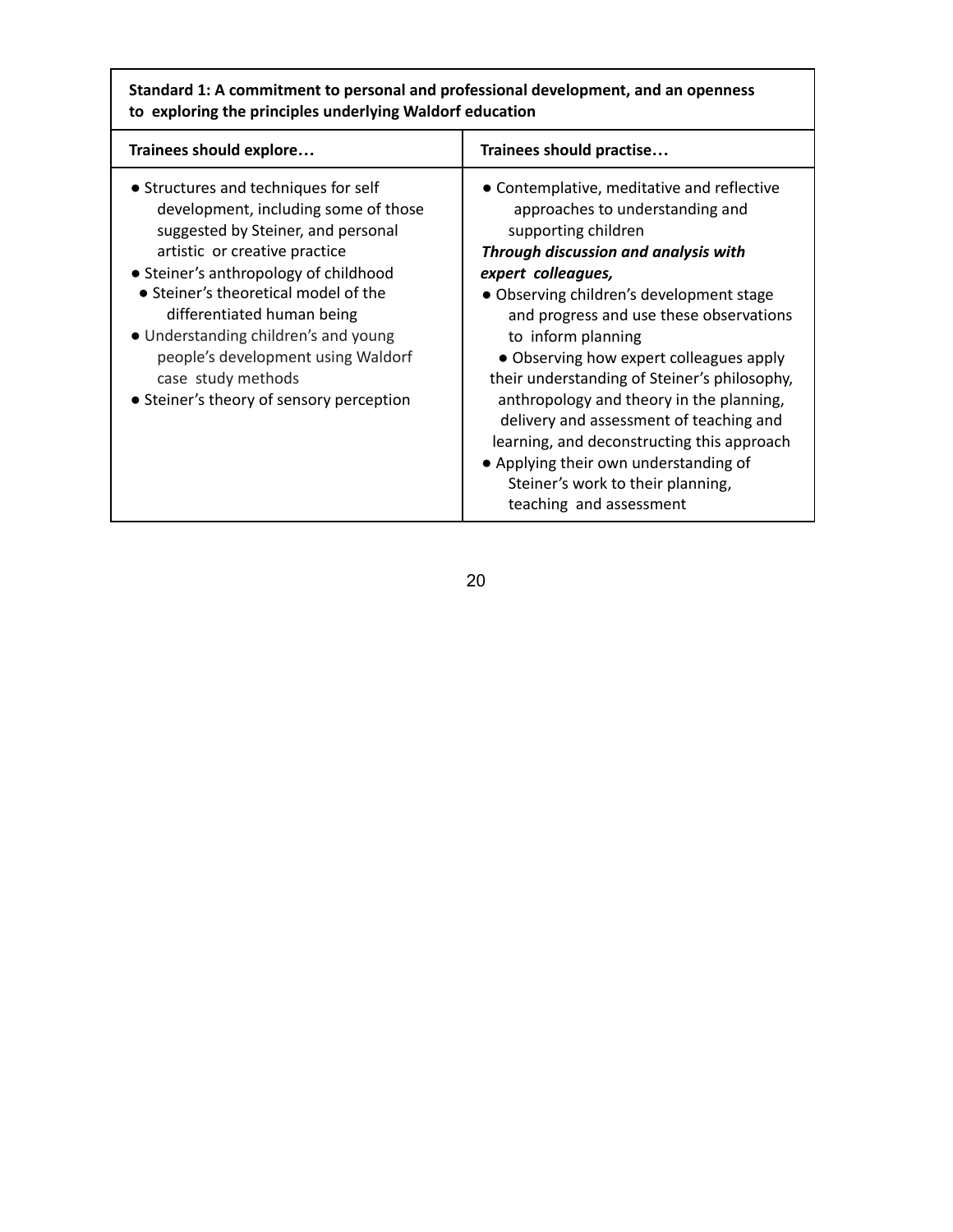| Standard 1: A commitment to personal and professional development, and an openness to exploring the principles underlying Waldorf education | |
|---|---|
| **Trainees should explore…** | **Trainees should practise…** |
| ● Structures and techniques for self development, including some of those suggested by Steiner, and personal artistic or creative practice<br>● Steiner's anthropology of childhood<br>● Steiner's theoretical model of the differentiated human being<br>● Understanding children's and young people's development using Waldorf case study methods<br>● Steiner's theory of sensory perception | ● Contemplative, meditative and reflective approaches to understanding and supporting children<br>***Through discussion and analysis with expert colleagues,***<br>● Observing children's development stage and progress and use these observations to inform planning<br>● Observing how expert colleagues apply their understanding of Steiner's philosophy, anthropology and theory in the planning, delivery and assessment of teaching and learning, and deconstructing this approach<br>● Applying their own understanding of Steiner's work to their planning, teaching and assessment |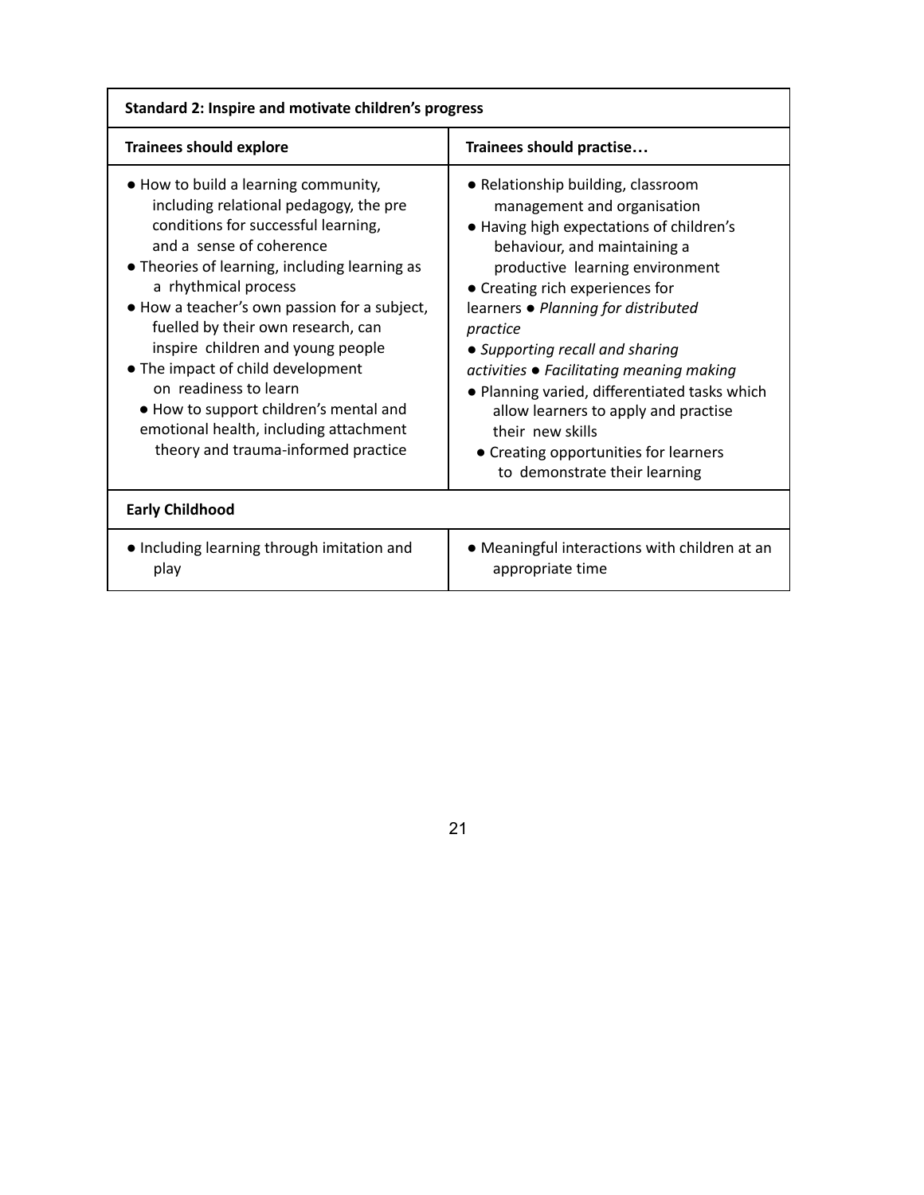| **Standard 2: Inspire and motivate children's progress** | |
|---|---|
| **Trainees should explore** | **Trainees should practise…** |
| ● How to build a learning community, including relational pedagogy, the pre conditions for successful learning, and a sense of coherence<br>● Theories of learning, including learning as a rhythmical process<br>● How a teacher's own passion for a subject, fuelled by their own research, can inspire children and young people<br>● The impact of child development on readiness to learn<br>● How to support children's mental and emotional health, including attachment theory and trauma-informed practice | ● Relationship building, classroom management and organisation<br>● Having high expectations of children's behaviour, and maintaining a productive learning environment<br>● Creating rich experiences for learners ● *Planning for distributed practice*<br>● *Supporting recall and sharing activities* ● *Facilitating meaning making*<br>● Planning varied, differentiated tasks which allow learners to apply and practise their new skills<br>● Creating opportunities for learners to demonstrate their learning |
| **Early Childhood** | |
| ● Including learning through imitation and play | ● Meaningful interactions with children at an appropriate time |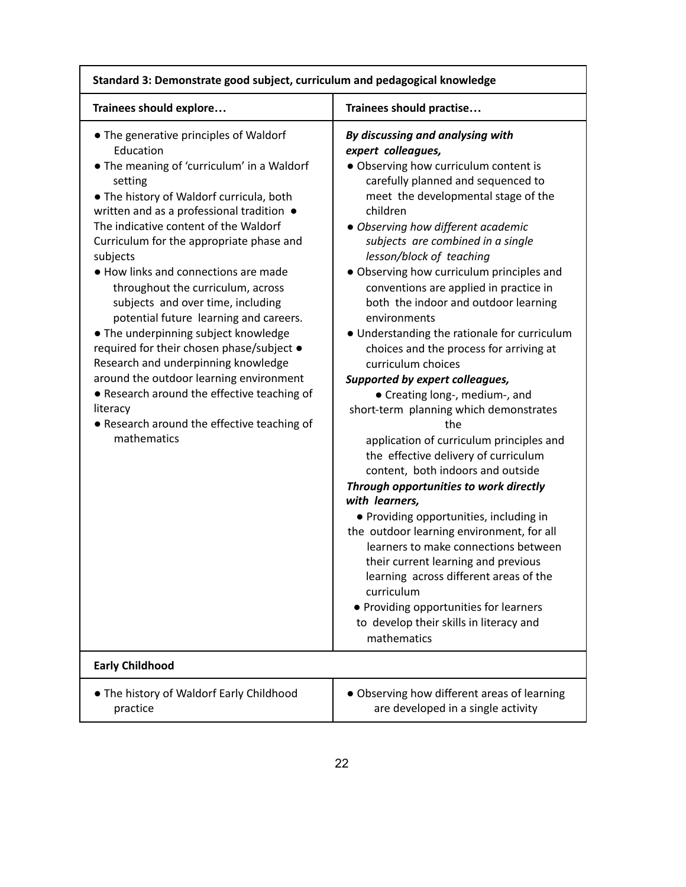| Standard 3: Demonstrate good subject, curriculum and pedagogical knowledge | |
|---|---|
| **Trainees should explore…** | **Trainees should practise…** |
| ● The generative principles of Waldorf Education<br>● The meaning of 'curriculum' in a Waldorf setting<br>● The history of Waldorf curricula, both written and as a professional tradition<br>● The indicative content of the Waldorf Curriculum for the appropriate phase and subjects<br>● How links and connections are made throughout the curriculum, across subjects and over time, including potential future learning and careers.<br>● The underpinning subject knowledge required for their chosen phase/subject<br>● Research and underpinning knowledge around the outdoor learning environment<br>● Research around the effective teaching of literacy<br>● Research around the effective teaching of mathematics | ***By discussing and analysing with expert colleagues,***<br>● Observing how curriculum content is carefully planned and sequenced to meet the developmental stage of the children<br>● *Observing how different academic subjects are combined in a single lesson/block of teaching*<br>● Observing how curriculum principles and conventions are applied in practice in both the indoor and outdoor learning environments<br>● Understanding the rationale for curriculum choices and the process for arriving at curriculum choices<br>***Supported by expert colleagues,***<br>● Creating long-, medium-, and short-term planning which demonstrates the application of curriculum principles and the effective delivery of curriculum content, both indoors and outside<br>***Through opportunities to work directly with learners,***<br>● Providing opportunities, including in the outdoor learning environment, for all learners to make connections between their current learning and previous learning across different areas of the curriculum<br>● Providing opportunities for learners to develop their skills in literacy and mathematics |
| **Early Childhood** | |
| ● The history of Waldorf Early Childhood practice | ● Observing how different areas of learning are developed in a single activity |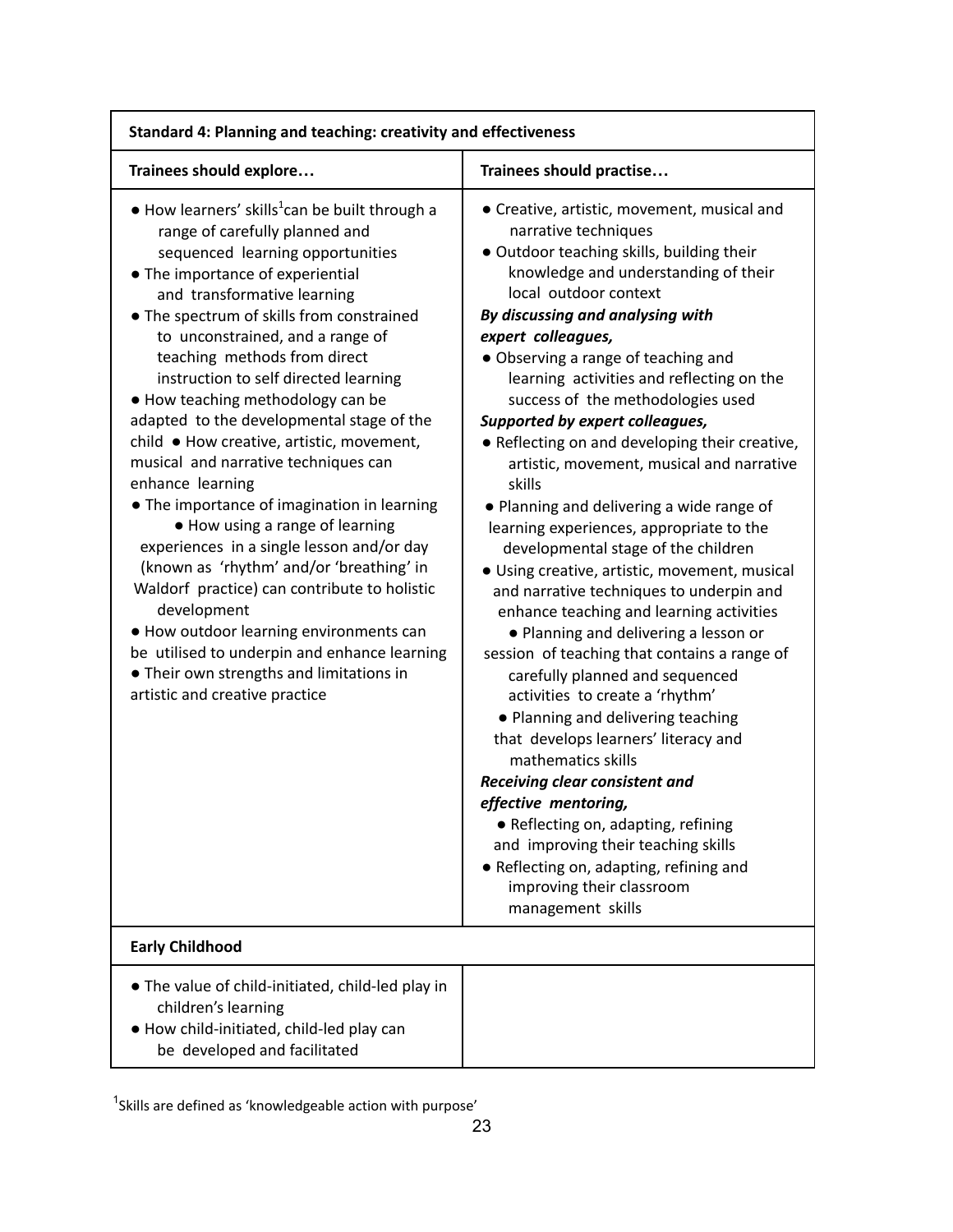| Standard 4: Planning and teaching: creativity and effectiveness | |
|---|---|
| **Trainees should explore…** | **Trainees should practise…** |
| ● How learners' skills[1] can be built through a range of carefully planned and sequenced learning opportunities<br>● The importance of experiential and transformative learning<br>● The spectrum of skills from constrained to unconstrained, and a range of teaching methods from direct instruction to self directed learning<br>● How teaching methodology can be adapted to the developmental stage of the child<br>● How creative, artistic, movement, musical and narrative techniques can enhance learning<br>● The importance of imagination in learning<br>● How using a range of learning experiences in a single lesson and/or day (known as 'rhythm' and/or 'breathing' in Waldorf practice) can contribute to holistic development<br>● How outdoor learning environments can be utilised to underpin and enhance learning<br>● Their own strengths and limitations in artistic and creative practice | ● Creative, artistic, movement, musical and narrative techniques<br>● Outdoor teaching skills, building their knowledge and understanding of their local outdoor context<br>***By discussing and analysing with expert colleagues,***<br>● Observing a range of teaching and learning activities and reflecting on the success of the methodologies used<br>***Supported by expert colleagues,***<br>● Reflecting on and developing their creative, artistic, movement, musical and narrative skills<br>● Planning and delivering a wide range of learning experiences, appropriate to the developmental stage of the children<br>● Using creative, artistic, movement, musical and narrative techniques to underpin and enhance teaching and learning activities<br>● Planning and delivering a lesson or session of teaching that contains a range of carefully planned and sequenced activities to create a 'rhythm'<br>● Planning and delivering teaching that develops learners' literacy and mathematics skills<br>***Receiving clear consistent and effective mentoring,***<br>● Reflecting on, adapting, refining and improving their teaching skills<br>● Reflecting on, adapting, refining and improving their classroom management skills |
| **Early Childhood** | |
| ● The value of child-initiated, child-led play in children's learning<br>● How child-initiated, child-led play can be developed and facilitated | |

[1] Skills are defined as 'knowledgeable action with purpose'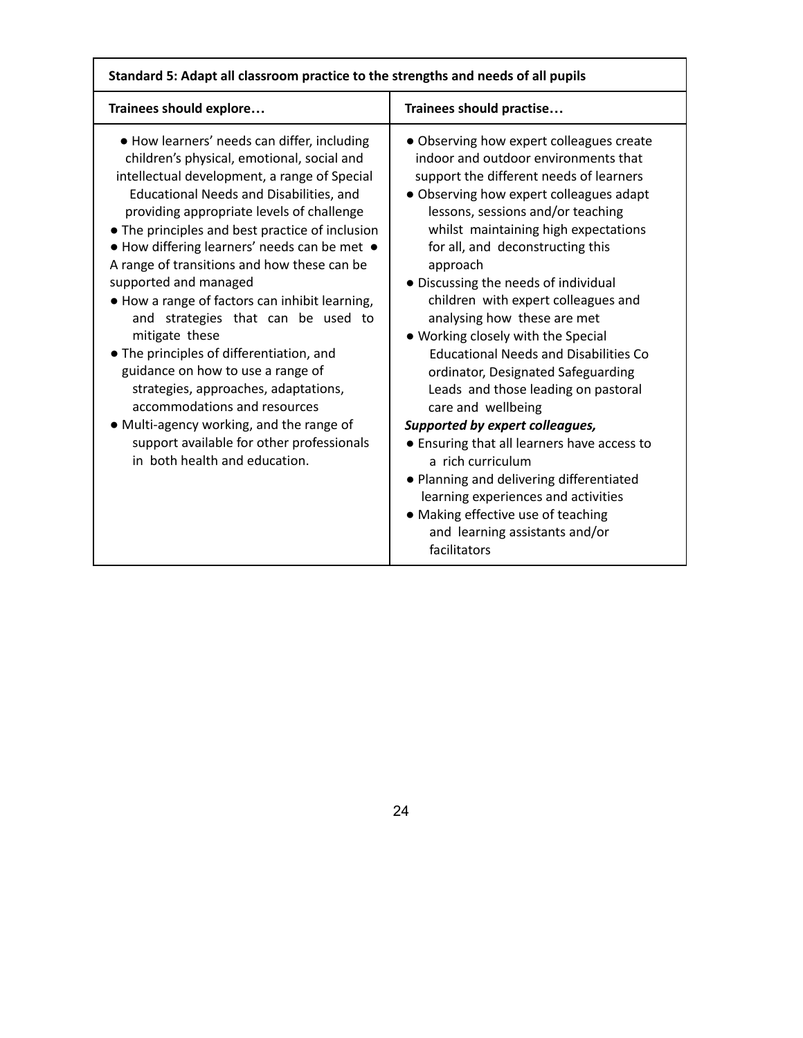| Standard 5: Adapt all classroom practice to the strengths and needs of all pupils | |
|---|---|
| **Trainees should explore…** | **Trainees should practise…** |
| ● How learners' needs can differ, including children's physical, emotional, social and intellectual development, a range of Special Educational Needs and Disabilities, and providing appropriate levels of challenge<br>● The principles and best practice of inclusion<br>● How differing learners' needs can be met<br>● A range of transitions and how these can be supported and managed<br>● How a range of factors can inhibit learning, and strategies that can be used to mitigate these<br>● The principles of differentiation, and guidance on how to use a range of strategies, approaches, adaptations, accommodations and resources<br>● Multi-agency working, and the range of support available for other professionals in both health and education. | ● Observing how expert colleagues create indoor and outdoor environments that support the different needs of learners<br>● Observing how expert colleagues adapt lessons, sessions and/or teaching whilst maintaining high expectations for all, and deconstructing this approach<br>● Discussing the needs of individual children with expert colleagues and analysing how these are met<br>● Working closely with the Special Educational Needs and Disabilities Co ordinator, Designated Safeguarding Leads and those leading on pastoral care and wellbeing<br>***Supported by expert colleagues,***<br>● Ensuring that all learners have access to a rich curriculum<br>● Planning and delivering differentiated learning experiences and activities<br>● Making effective use of teaching and learning assistants and/or facilitators |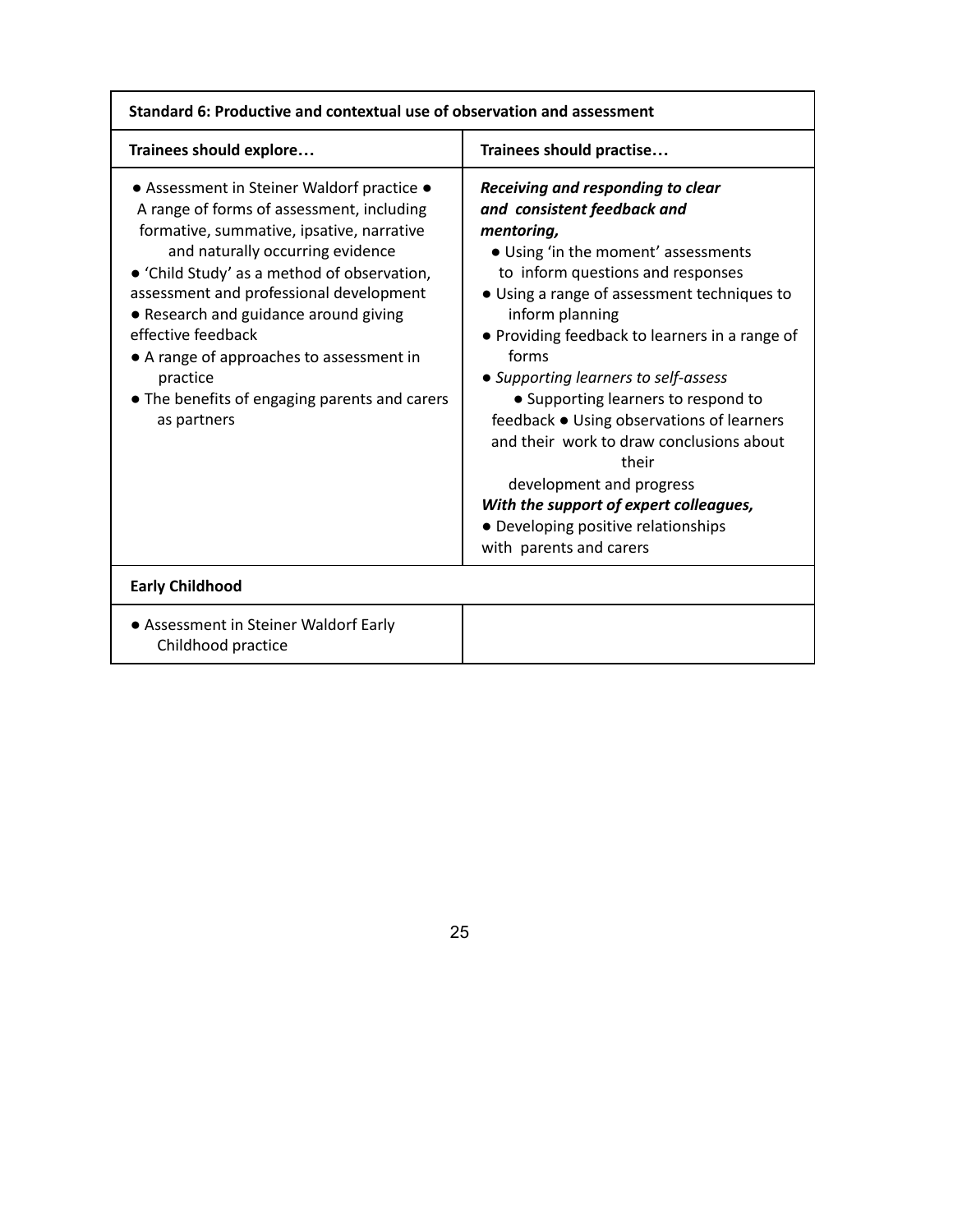| Standard 6: Productive and contextual use of observation and assessment | |
|---|---|
| **Trainees should explore…** | **Trainees should practise…** |
| ● Assessment in Steiner Waldorf practice ● A range of forms of assessment, including formative, summative, ipsative, narrative and naturally occurring evidence<br>● 'Child Study' as a method of observation, assessment and professional development<br>● Research and guidance around giving effective feedback<br>● A range of approaches to assessment in practice<br>● The benefits of engaging parents and carers as partners | ***Receiving and responding to clear and consistent feedback and mentoring,***<br>● Using 'in the moment' assessments to inform questions and responses<br>● Using a range of assessment techniques to inform planning<br>● Providing feedback to learners in a range of forms<br>● *Supporting learners to self-assess*<br>● Supporting learners to respond to feedback ● Using observations of learners and their work to draw conclusions about their development and progress<br>***With the support of expert colleagues,***<br>● Developing positive relationships with parents and carers |
| **Early Childhood** | |
| ● Assessment in Steiner Waldorf Early Childhood practice | |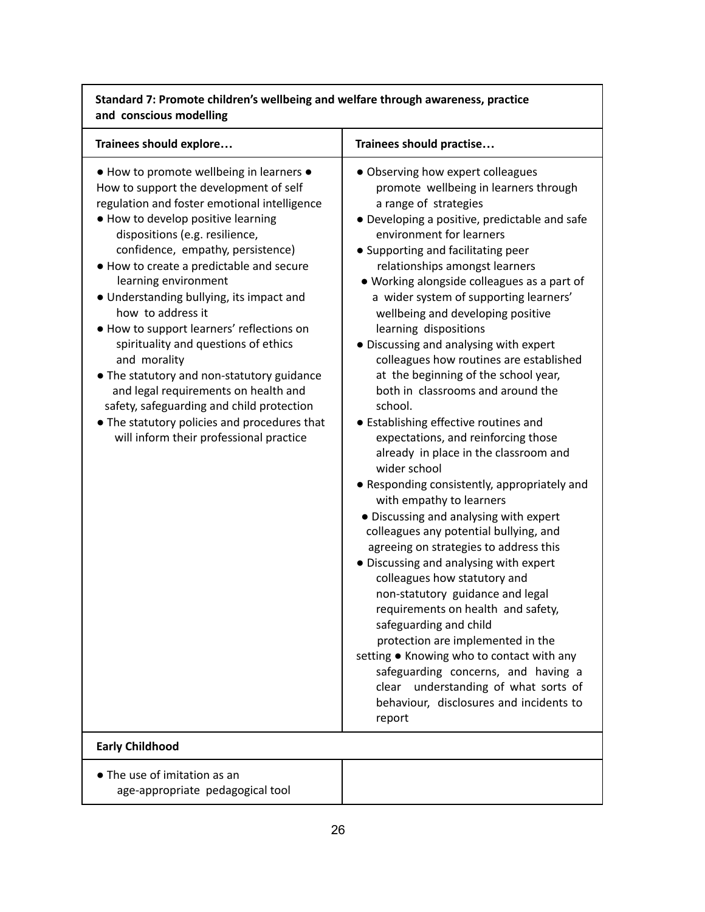| Standard 7: Promote children's wellbeing and welfare through awareness, practice and conscious modelling | |
|---|---|
| **Trainees should explore…** | **Trainees should practise…** |
| ● How to promote wellbeing in learners<br>● How to support the development of self regulation and foster emotional intelligence<br>● How to develop positive learning dispositions (e.g. resilience, confidence, empathy, persistence)<br>● How to create a predictable and secure learning environment<br>● Understanding bullying, its impact and how to address it<br>● How to support learners' reflections on spirituality and questions of ethics and morality<br>● The statutory and non-statutory guidance and legal requirements on health and safety, safeguarding and child protection<br>● The statutory policies and procedures that will inform their professional practice | ● Observing how expert colleagues promote wellbeing in learners through a range of strategies<br>● Developing a positive, predictable and safe environment for learners<br>● Supporting and facilitating peer relationships amongst learners<br>● Working alongside colleagues as a part of a wider system of supporting learners' wellbeing and developing positive learning dispositions<br>● Discussing and analysing with expert colleagues how routines are established at the beginning of the school year, both in classrooms and around the school.<br>● Establishing effective routines and expectations, and reinforcing those already in place in the classroom and wider school<br>● Responding consistently, appropriately and with empathy to learners<br>● Discussing and analysing with expert colleagues any potential bullying, and agreeing on strategies to address this<br>● Discussing and analysing with expert colleagues how statutory and non-statutory guidance and legal requirements on health and safety, safeguarding and child protection are implemented in the setting<br>● Knowing who to contact with any safeguarding concerns, and having a clear understanding of what sorts of behaviour, disclosures and incidents to report |
| **Early Childhood** | |
| ● The use of imitation as an age-appropriate pedagogical tool | |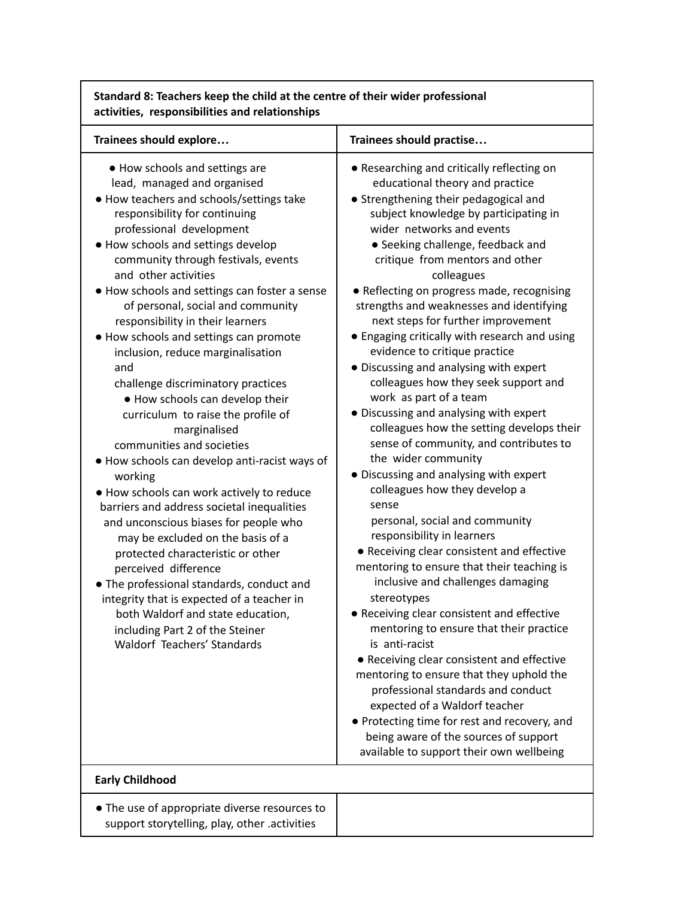| Standard 8: Teachers keep the child at the centre of their wider professional activities, responsibilities and relationships | |
|---|---|
| **Trainees should explore…** | **Trainees should practise…** |
| • How schools and settings are lead, managed and organised<br>• How teachers and schools/settings take responsibility for continuing professional development<br>• How schools and settings develop community through festivals, events and other activities<br>• How schools and settings can foster a sense of personal, social and community responsibility in their learners<br>• How schools and settings can promote inclusion, reduce marginalisation and challenge discriminatory practices<br>• How schools can develop their curriculum to raise the profile of marginalised communities and societies<br>• How schools can develop anti-racist ways of working<br>• How schools can work actively to reduce barriers and address societal inequalities and unconscious biases for people who may be excluded on the basis of a protected characteristic or other perceived difference<br>• The professional standards, conduct and integrity that is expected of a teacher in both Waldorf and state education, including Part 2 of the Steiner Waldorf Teachers' Standards | • Researching and critically reflecting on educational theory and practice<br>• Strengthening their pedagogical and subject knowledge by participating in wider networks and events<br>• Seeking challenge, feedback and critique from mentors and other colleagues<br>• Reflecting on progress made, recognising strengths and weaknesses and identifying next steps for further improvement<br>• Engaging critically with research and using evidence to critique practice<br>• Discussing and analysing with expert colleagues how they seek support and work as part of a team<br>• Discussing and analysing with expert colleagues how the setting develops their sense of community, and contributes to the wider community<br>• Discussing and analysing with expert colleagues how they develop a sense personal, social and community responsibility in learners<br>• Receiving clear consistent and effective mentoring to ensure that their teaching is inclusive and challenges damaging stereotypes<br>• Receiving clear consistent and effective mentoring to ensure that their practice is anti-racist<br>• Receiving clear consistent and effective mentoring to ensure that they uphold the professional standards and conduct expected of a Waldorf teacher<br>• Protecting time for rest and recovery, and being aware of the sources of support available to support their own wellbeing |
| **Early Childhood** | |
| • The use of appropriate diverse resources to support storytelling, play, other .activities | |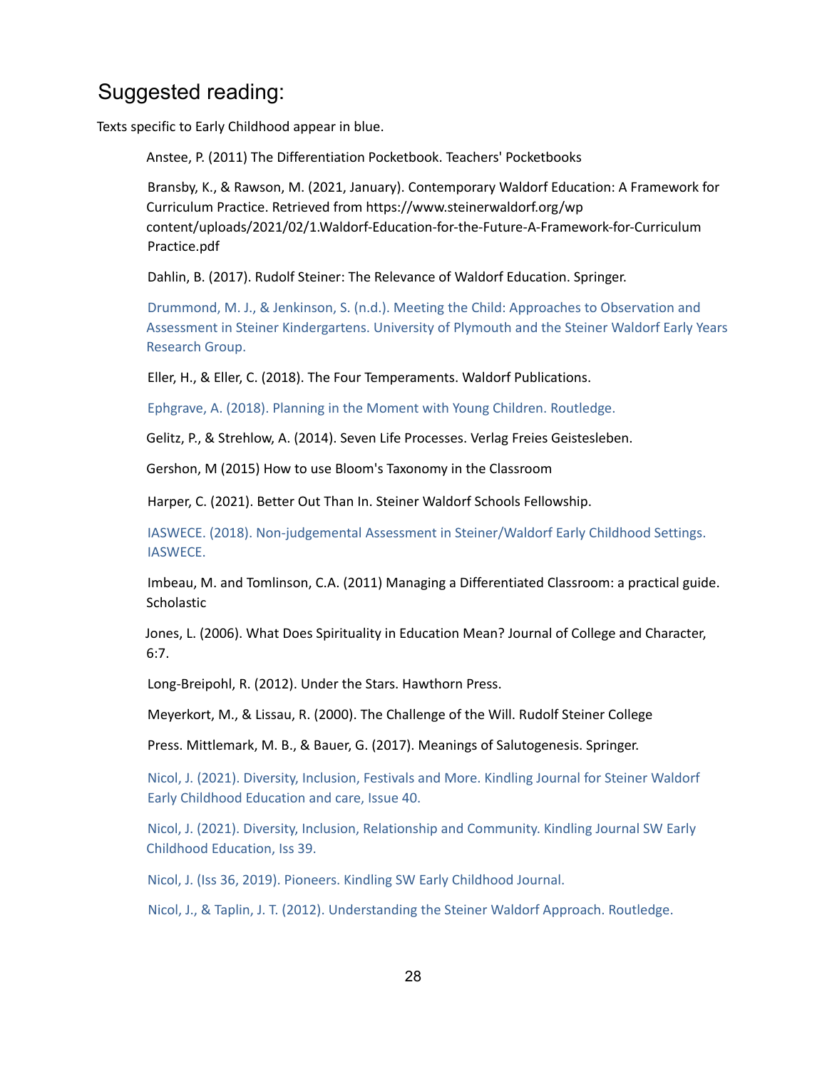## Suggested reading:

Texts specific to Early Childhood appear in blue.

Anstee, P. (2011) The Differentiation Pocketbook. Teachers' Pocketbooks

Bransby, K., & Rawson, M. (2021, January). Contemporary Waldorf Education: A Framework for Curriculum Practice. Retrieved from https://www.steinerwaldorf.org/wp content/uploads/2021/02/1.Waldorf-Education-for-the-Future-A-Framework-for-Curriculum Practice.pdf

Dahlin, B. (2017). Rudolf Steiner: The Relevance of Waldorf Education. Springer.

Drummond, M. J., & Jenkinson, S. (n.d.). Meeting the Child: Approaches to Observation and Assessment in Steiner Kindergartens. University of Plymouth and the Steiner Waldorf Early Years Research Group.

Eller, H., & Eller, C. (2018). The Four Temperaments. Waldorf Publications.

Ephgrave, A. (2018). Planning in the Moment with Young Children. Routledge.

Gelitz, P., & Strehlow, A. (2014). Seven Life Processes. Verlag Freies Geistesleben.

Gershon, M (2015) How to use Bloom's Taxonomy in the Classroom

Harper, C. (2021). Better Out Than In. Steiner Waldorf Schools Fellowship.

IASWECE. (2018). Non-judgemental Assessment in Steiner/Waldorf Early Childhood Settings. IASWECE.

Imbeau, M. and Tomlinson, C.A. (2011) Managing a Differentiated Classroom: a practical guide. Scholastic

Jones, L. (2006). What Does Spirituality in Education Mean? Journal of College and Character, 6:7.

Long-Breipohl, R. (2012). Under the Stars. Hawthorn Press.

Meyerkort, M., & Lissau, R. (2000). The Challenge of the Will. Rudolf Steiner College

Press. Mittlemark, M. B., & Bauer, G. (2017). Meanings of Salutogenesis. Springer.

Nicol, J. (2021). Diversity, Inclusion, Festivals and More. Kindling Journal for Steiner Waldorf Early Childhood Education and care, Issue 40.

Nicol, J. (2021). Diversity, Inclusion, Relationship and Community. Kindling Journal SW Early Childhood Education, Iss 39.

Nicol, J. (Iss 36, 2019). Pioneers. Kindling SW Early Childhood Journal.

Nicol, J., & Taplin, J. T. (2012). Understanding the Steiner Waldorf Approach. Routledge.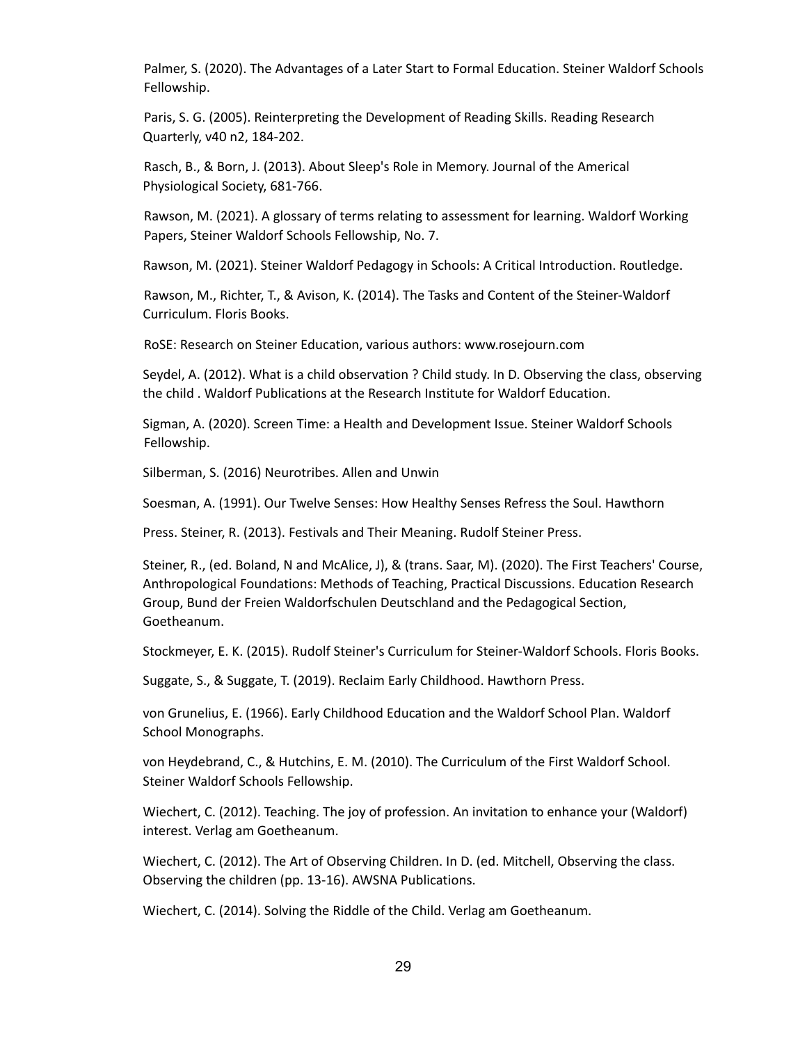Palmer, S. (2020). The Advantages of a Later Start to Formal Education. Steiner Waldorf Schools Fellowship.

Paris, S. G. (2005). Reinterpreting the Development of Reading Skills. Reading Research Quarterly, v40 n2, 184-202.

Rasch, B., & Born, J. (2013). About Sleep's Role in Memory. Journal of the Americal Physiological Society, 681-766.

Rawson, M. (2021). A glossary of terms relating to assessment for learning. Waldorf Working Papers, Steiner Waldorf Schools Fellowship, No. 7.

Rawson, M. (2021). Steiner Waldorf Pedagogy in Schools: A Critical Introduction. Routledge.

Rawson, M., Richter, T., & Avison, K. (2014). The Tasks and Content of the Steiner-Waldorf Curriculum. Floris Books.

RoSE: Research on Steiner Education, various authors: www.rosejourn.com

Seydel, A. (2012). What is a child observation ? Child study. In D. Observing the class, observing the child . Waldorf Publications at the Research Institute for Waldorf Education.

Sigman, A. (2020). Screen Time: a Health and Development Issue. Steiner Waldorf Schools Fellowship.

Silberman, S. (2016) Neurotribes. Allen and Unwin

Soesman, A. (1991). Our Twelve Senses: How Healthy Senses Refress the Soul. Hawthorn

Press. Steiner, R. (2013). Festivals and Their Meaning. Rudolf Steiner Press.

Steiner, R., (ed. Boland, N and McAlice, J), & (trans. Saar, M). (2020). The First Teachers' Course, Anthropological Foundations: Methods of Teaching, Practical Discussions. Education Research Group, Bund der Freien Waldorfschulen Deutschland and the Pedagogical Section, Goetheanum.

Stockmeyer, E. K. (2015). Rudolf Steiner's Curriculum for Steiner-Waldorf Schools. Floris Books.

Suggate, S., & Suggate, T. (2019). Reclaim Early Childhood. Hawthorn Press.

von Grunelius, E. (1966). Early Childhood Education and the Waldorf School Plan. Waldorf School Monographs.

von Heydebrand, C., & Hutchins, E. M. (2010). The Curriculum of the First Waldorf School. Steiner Waldorf Schools Fellowship.

Wiechert, C. (2012). Teaching. The joy of profession. An invitation to enhance your (Waldorf) interest. Verlag am Goetheanum.

Wiechert, C. (2012). The Art of Observing Children. In D. (ed. Mitchell, Observing the class. Observing the children (pp. 13-16). AWSNA Publications.

Wiechert, C. (2014). Solving the Riddle of the Child. Verlag am Goetheanum.